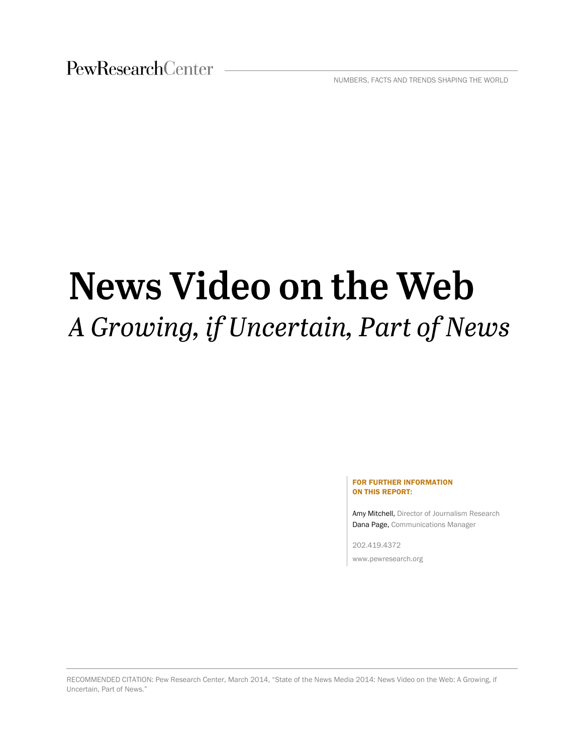PewResearchCenter

NUMBERS, FACTS AND TRENDS SHAPING THE WORLD

# News Video on the Web

## *A Growing, if Uncertain, Part of News*

**FOR FURTHER INFORMATION ON THIS REPORT:**

Amy Mitchell, Director of Journalism Research
Dana Page, Communications Manager

202.419.4372

www.pewresearch.org

RECOMMENDED CITATION: Pew Research Center, March 2014, "State of the News Media 2014: News Video on the Web: A Growing, if Uncertain, Part of News."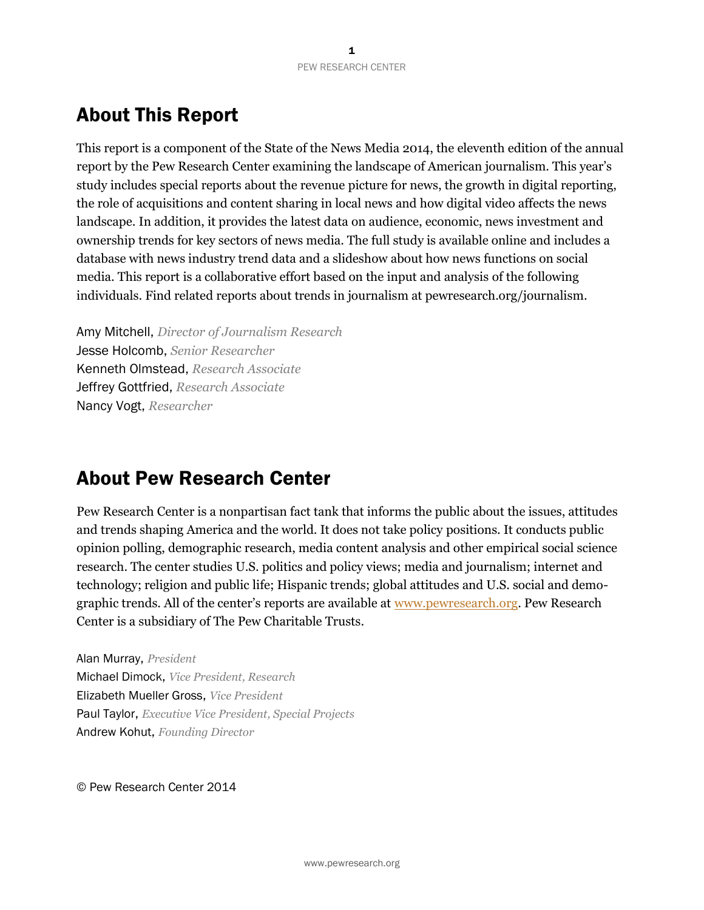## About This Report

This report is a component of the State of the News Media 2014, the eleventh edition of the annual report by the Pew Research Center examining the landscape of American journalism. This year's study includes special reports about the revenue picture for news, the growth in digital reporting, the role of acquisitions and content sharing in local news and how digital video affects the news landscape. In addition, it provides the latest data on audience, economic, news investment and ownership trends for key sectors of news media. The full study is available online and includes a database with news industry trend data and a slideshow about how news functions on social media. This report is a collaborative effort based on the input and analysis of the following individuals. Find related reports about trends in journalism at pewresearch.org/journalism.

Amy Mitchell, *Director of Journalism Research*
Jesse Holcomb, *Senior Researcher*
Kenneth Olmstead, *Research Associate*
Jeffrey Gottfried, *Research Associate*
Nancy Vogt, *Researcher*

## About Pew Research Center

Pew Research Center is a nonpartisan fact tank that informs the public about the issues, attitudes and trends shaping America and the world. It does not take policy positions. It conducts public opinion polling, demographic research, media content analysis and other empirical social science research. The center studies U.S. politics and policy views; media and journalism; internet and technology; religion and public life; Hispanic trends; global attitudes and U.S. social and demographic trends. All of the center's reports are available at [www.pewresearch.org](http://www.pewresearch.org). Pew Research Center is a subsidiary of The Pew Charitable Trusts.

Alan Murray, *President*
Michael Dimock, *Vice President, Research*
Elizabeth Mueller Gross, *Vice President*
Paul Taylor, *Executive Vice President, Special Projects*
Andrew Kohut, *Founding Director*

© Pew Research Center 2014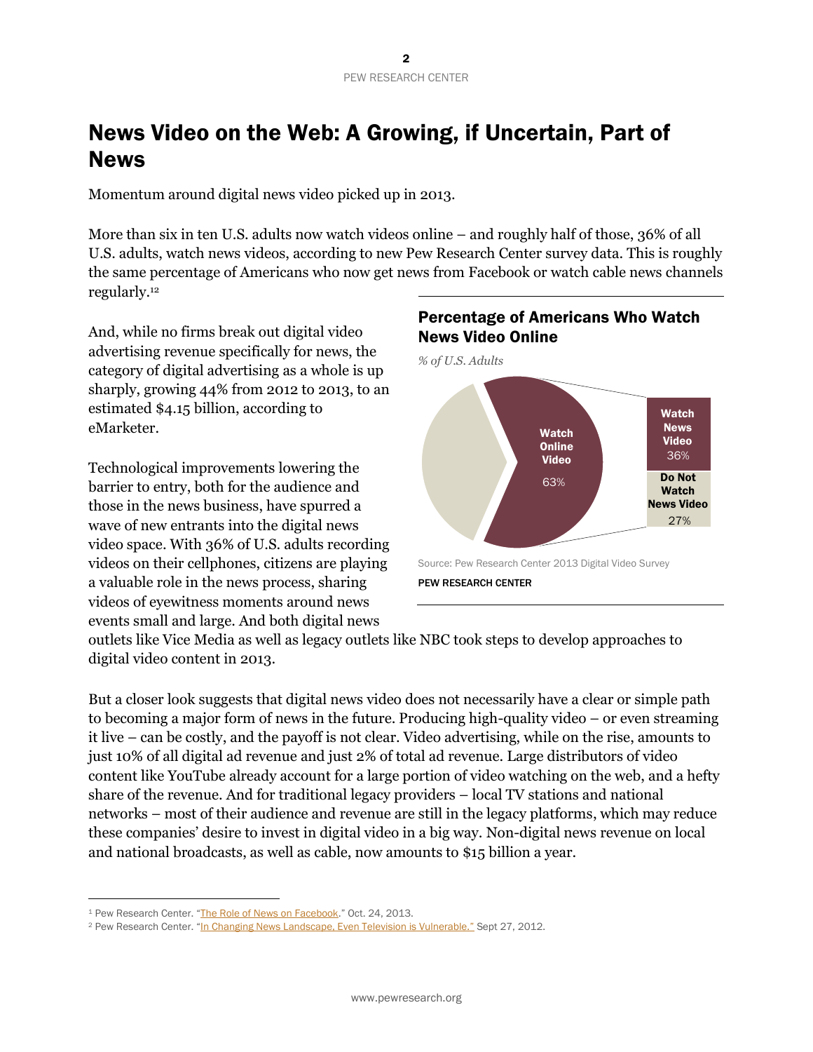# News Video on the Web: A Growing, if Uncertain, Part of News

Momentum around digital news video picked up in 2013.

More than six in ten U.S. adults now watch videos online – and roughly half of those, 36% of all U.S. adults, watch news videos, according to new Pew Research Center survey data. This is roughly the same percentage of Americans who now get news from Facebook or watch cable news channels regularly.[1][2]

And, while no firms break out digital video advertising revenue specifically for news, the category of digital advertising as a whole is up sharply, growing 44% from 2012 to 2013, to an estimated $4.15 billion, according to eMarketer.

Technological improvements lowering the barrier to entry, both for the audience and those in the news business, have spurred a wave of new entrants into the digital news video space. With 36% of U.S. adults recording videos on their cellphones, citizens are playing a valuable role in the news process, sharing videos of eyewitness moments around news events small and large. And both digital news outlets like Vice Media as well as legacy outlets like NBC took steps to develop approaches to digital video content in 2013.

**Percentage of Americans Who Watch News Video Online**

*% of U.S. Adults*

| | % |
|---|---|
| Watch Online Video | 63% |
| Watch News Video | 36% |
| Do Not Watch News Video | 27% |

Source: Pew Research Center 2013 Digital Video Survey

PEW RESEARCH CENTER

But a closer look suggests that digital news video does not necessarily have a clear or simple path to becoming a major form of news in the future. Producing high-quality video – or even streaming it live – can be costly, and the payoff is not clear. Video advertising, while on the rise, amounts to just 10% of all digital ad revenue and just 2% of total ad revenue. Large distributors of video content like YouTube already account for a large portion of video watching on the web, and a hefty share of the revenue. And for traditional legacy providers – local TV stations and national networks – most of their audience and revenue are still in the legacy platforms, which may reduce these companies' desire to invest in digital video in a big way. Non-digital news revenue on local and national broadcasts, as well as cable, now amounts to $15 billion a year.

---

[1] Pew Research Center. "The Role of News on Facebook." Oct. 24, 2013.

[2] Pew Research Center. "In Changing News Landscape, Even Television is Vulnerable." Sept 27, 2012.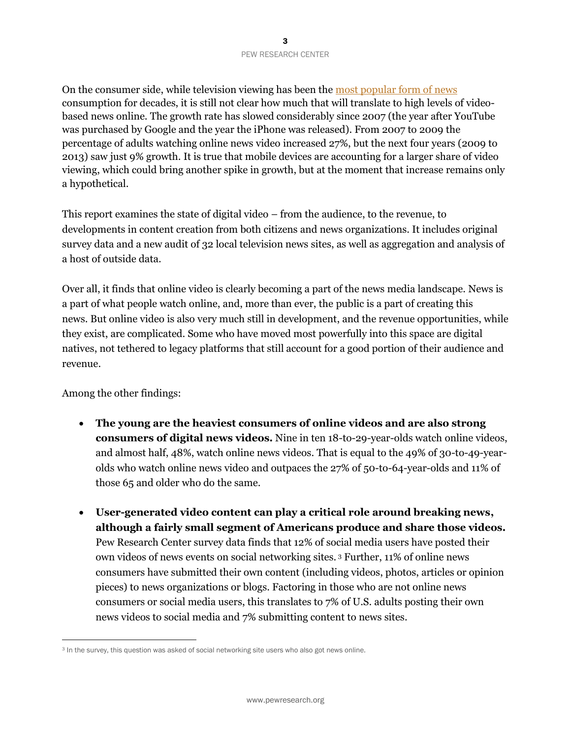On the consumer side, while television viewing has been the most popular form of news consumption for decades, it is still not clear how much that will translate to high levels of video-based news online. The growth rate has slowed considerably since 2007 (the year after YouTube was purchased by Google and the year the iPhone was released). From 2007 to 2009 the percentage of adults watching online news video increased 27%, but the next four years (2009 to 2013) saw just 9% growth. It is true that mobile devices are accounting for a larger share of video viewing, which could bring another spike in growth, but at the moment that increase remains only a hypothetical.

This report examines the state of digital video – from the audience, to the revenue, to developments in content creation from both citizens and news organizations. It includes original survey data and a new audit of 32 local television news sites, as well as aggregation and analysis of a host of outside data.

Over all, it finds that online video is clearly becoming a part of the news media landscape. News is a part of what people watch online, and, more than ever, the public is a part of creating this news. But online video is also very much still in development, and the revenue opportunities, while they exist, are complicated. Some who have moved most powerfully into this space are digital natives, not tethered to legacy platforms that still account for a good portion of their audience and revenue.

Among the other findings:

- **The young are the heaviest consumers of online videos and are also strong consumers of digital news videos.** Nine in ten 18-to-29-year-olds watch online videos, and almost half, 48%, watch online news videos. That is equal to the 49% of 30-to-49-year-olds who watch online news video and outpaces the 27% of 50-to-64-year-olds and 11% of those 65 and older who do the same.

- **User-generated video content can play a critical role around breaking news, although a fairly small segment of Americans produce and share those videos.** Pew Research Center survey data finds that 12% of social media users have posted their own videos of news events on social networking sites.[3] Further, 11% of online news consumers have submitted their own content (including videos, photos, articles or opinion pieces) to news organizations or blogs. Factoring in those who are not online news consumers or social media users, this translates to 7% of U.S. adults posting their own news videos to social media and 7% submitting content to news sites.

[3] In the survey, this question was asked of social networking site users who also got news online.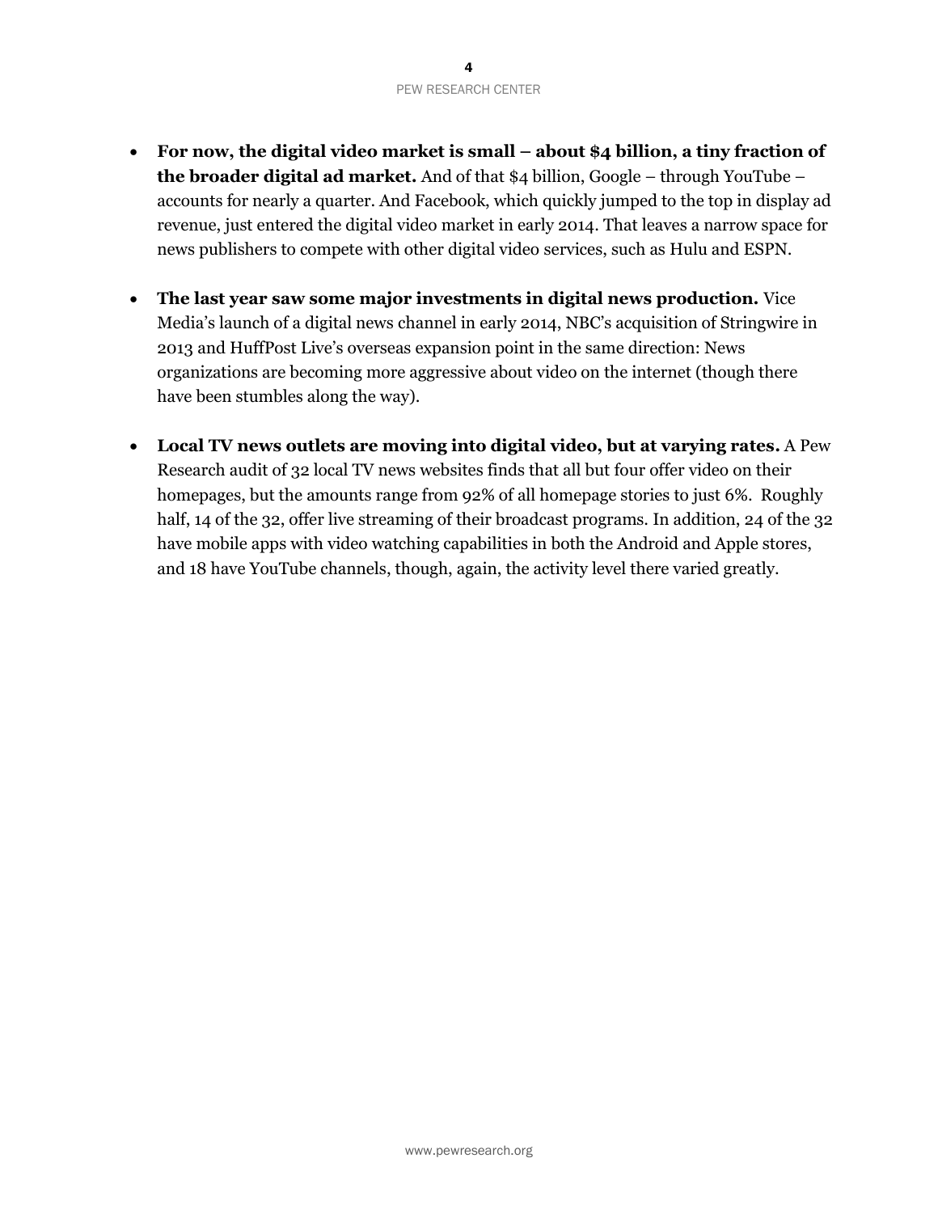- **For now, the digital video market is small – about $4 billion, a tiny fraction of the broader digital ad market.** And of that $4 billion, Google – through YouTube – accounts for nearly a quarter. And Facebook, which quickly jumped to the top in display ad revenue, just entered the digital video market in early 2014. That leaves a narrow space for news publishers to compete with other digital video services, such as Hulu and ESPN.

- **The last year saw some major investments in digital news production.** Vice Media's launch of a digital news channel in early 2014, NBC's acquisition of Stringwire in 2013 and HuffPost Live's overseas expansion point in the same direction: News organizations are becoming more aggressive about video on the internet (though there have been stumbles along the way).

- **Local TV news outlets are moving into digital video, but at varying rates.** A Pew Research audit of 32 local TV news websites finds that all but four offer video on their homepages, but the amounts range from 92% of all homepage stories to just 6%. Roughly half, 14 of the 32, offer live streaming of their broadcast programs. In addition, 24 of the 32 have mobile apps with video watching capabilities in both the Android and Apple stores, and 18 have YouTube channels, though, again, the activity level there varied greatly.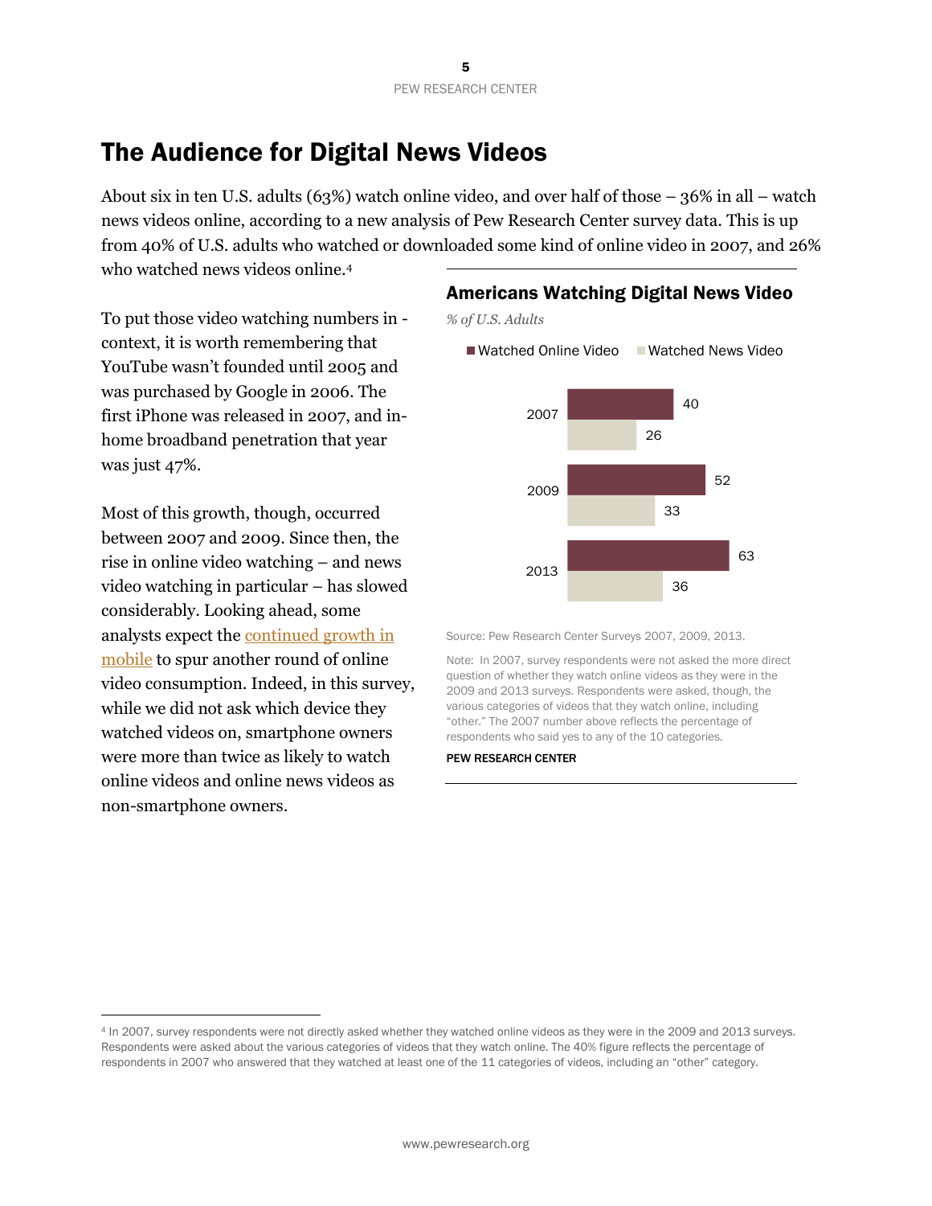# The Audience for Digital News Videos

About six in ten U.S. adults (63%) watch online video, and over half of those – 36% in all – watch news videos online, according to a new analysis of Pew Research Center survey data. This is up from 40% of U.S. adults who watched or downloaded some kind of online video in 2007, and 26% who watched news videos online.[4]

To put those video watching numbers in - context, it is worth remembering that YouTube wasn't founded until 2005 and was purchased by Google in 2006. The first iPhone was released in 2007, and in-home broadband penetration that year was just 47%.

Most of this growth, though, occurred between 2007 and 2009. Since then, the rise in online video watching – and news video watching in particular – has slowed considerably. Looking ahead, some analysts expect the continued growth in mobile to spur another round of online video consumption. Indeed, in this survey, while we did not ask which device they watched videos on, smartphone owners were more than twice as likely to watch online videos and online news videos as non-smartphone owners.

**Americans Watching Digital News Video**

*% of U.S. Adults*

| Year | Watched Online Video | Watched News Video |
|---|---|---|
| 2007 | 40 | 26 |
| 2009 | 52 | 33 |
| 2013 | 63 | 36 |

Source: Pew Research Center Surveys 2007, 2009, 2013.

Note: In 2007, survey respondents were not asked the more direct question of whether they watch online videos as they were in the 2009 and 2013 surveys. Respondents were asked, though, the various categories of videos that they watch online, including "other." The 2007 number above reflects the percentage of respondents who said yes to any of the 10 categories.

PEW RESEARCH CENTER

---

[4] In 2007, survey respondents were not directly asked whether they watched online videos as they were in the 2009 and 2013 surveys. Respondents were asked about the various categories of videos that they watch online. The 40% figure reflects the percentage of respondents in 2007 who answered that they watched at least one of the 11 categories of videos, including an "other" category.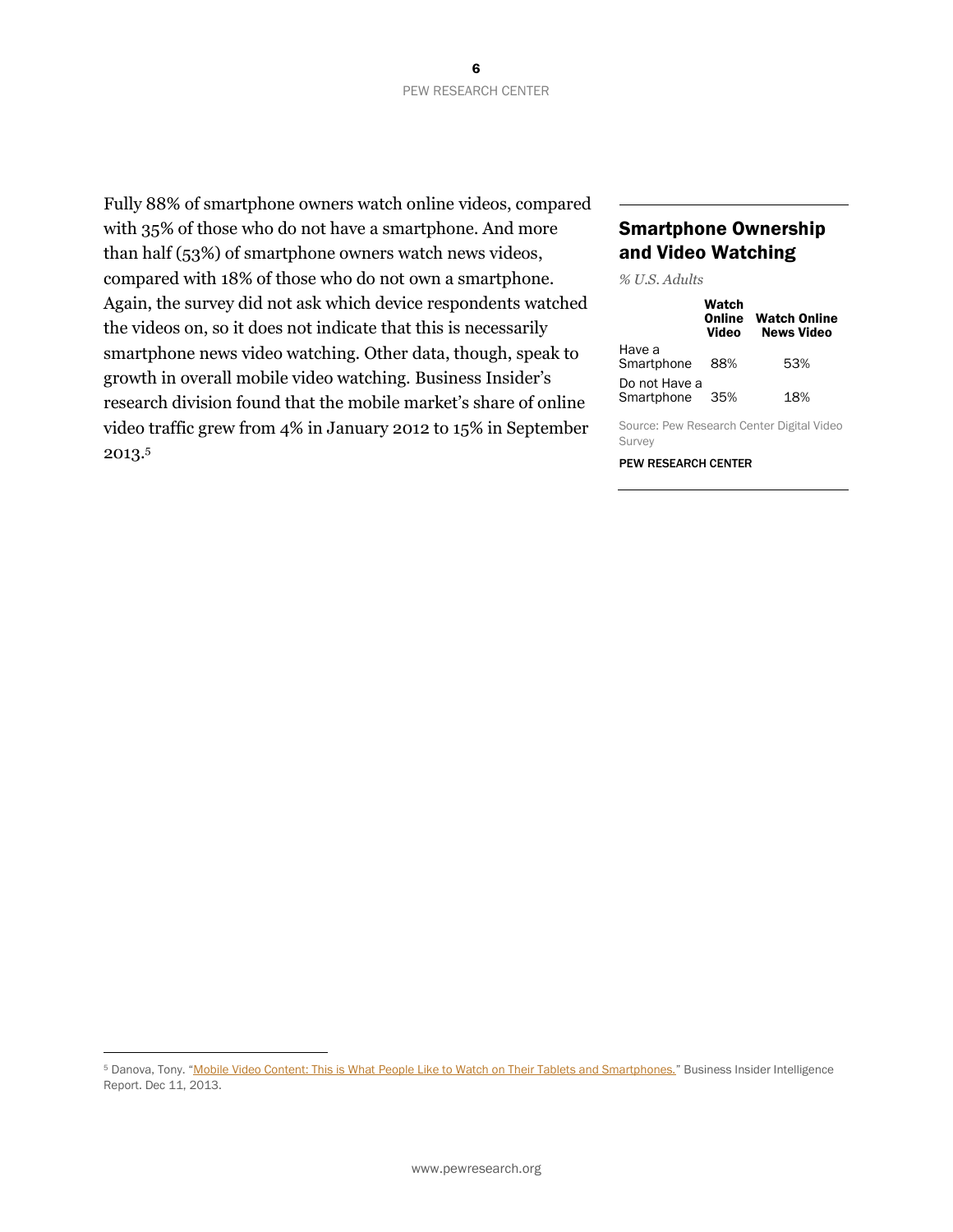Fully 88% of smartphone owners watch online videos, compared with 35% of those who do not have a smartphone. And more than half (53%) of smartphone owners watch news videos, compared with 18% of those who do not own a smartphone. Again, the survey did not ask which device respondents watched the videos on, so it does not indicate that this is necessarily smartphone news video watching. Other data, though, speak to growth in overall mobile video watching. Business Insider's research division found that the mobile market's share of online video traffic grew from 4% in January 2012 to 15% in September 2013.[5]

## Smartphone Ownership and Video Watching

*% U.S. Adults*

| | Watch Online Video | Watch Online News Video |
|---|---|---|
| Have a Smartphone | 88% | 53% |
| Do not Have a Smartphone | 35% | 18% |

Source: Pew Research Center Digital Video Survey

PEW RESEARCH CENTER

---

[5] Danova, Tony. "Mobile Video Content: This is What People Like to Watch on Their Tablets and Smartphones." Business Insider Intelligence Report. Dec 11, 2013.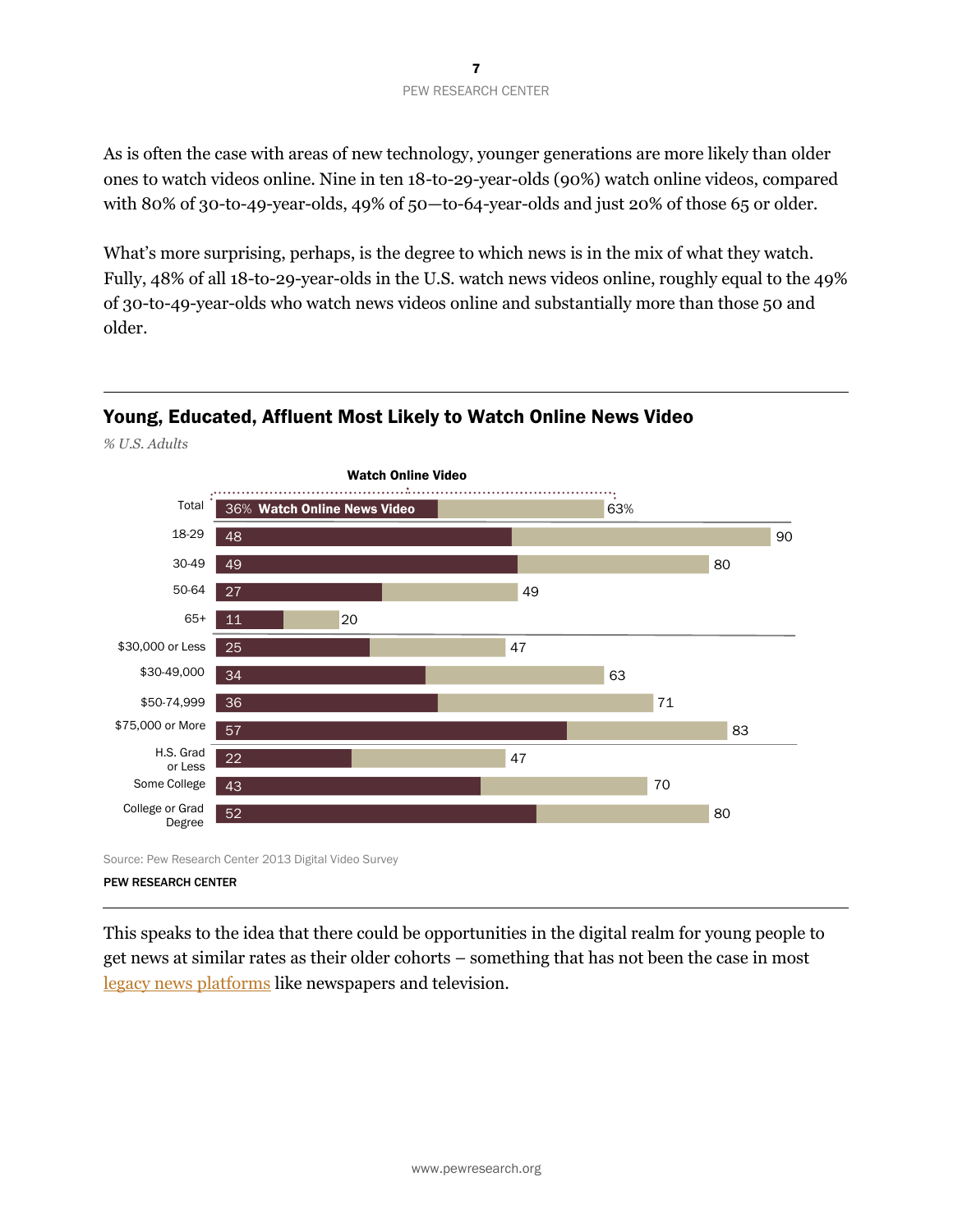As is often the case with areas of new technology, younger generations are more likely than older ones to watch videos online. Nine in ten 18-to-29-year-olds (90%) watch online videos, compared with 80% of 30-to-49-year-olds, 49% of 50—to-64-year-olds and just 20% of those 65 or older.

What's more surprising, perhaps, is the degree to which news is in the mix of what they watch. Fully, 48% of all 18-to-29-year-olds in the U.S. watch news videos online, roughly equal to the 49% of 30-to-49-year-olds who watch news videos online and substantially more than those 50 and older.

### Young, Educated, Affluent Most Likely to Watch Online News Video

*% U.S. Adults*

| | Watch Online News Video | Watch Online Video |
|---|---|---|
| Total | 36% | 63% |
| 18-29 | 48 | 90 |
| 30-49 | 49 | 80 |
| 50-64 | 27 | 49 |
| 65+ | 11 | 20 |
| $30,000 or Less | 25 | 47 |
| $30-49,000 | 34 | 63 |
| $50-74,999 | 36 | 71 |
| $75,000 or More | 57 | 83 |
| H.S. Grad or Less | 22 | 47 |
| Some College | 43 | 70 |
| College or Grad Degree | 52 | 80 |

Source: Pew Research Center 2013 Digital Video Survey

PEW RESEARCH CENTER

This speaks to the idea that there could be opportunities in the digital realm for young people to get news at similar rates as their older cohorts – something that has not been the case in most legacy news platforms like newspapers and television.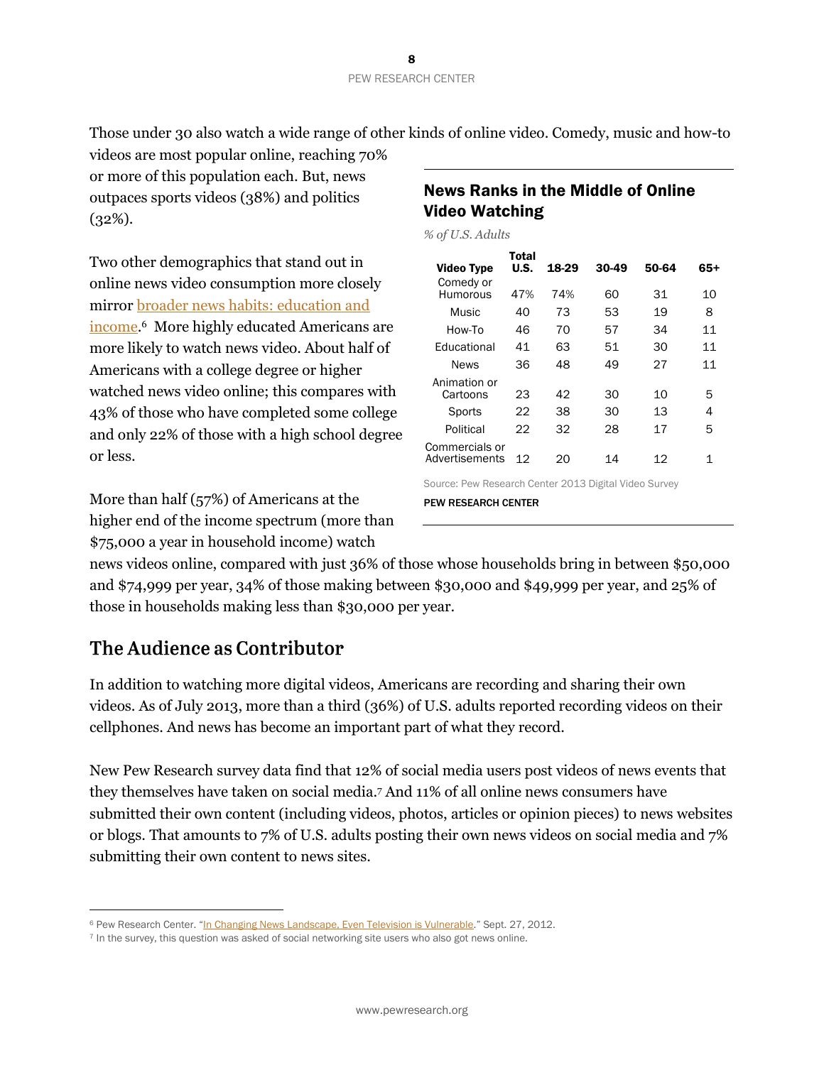Those under 30 also watch a wide range of other kinds of online video. Comedy, music and how-to videos are most popular online, reaching 70% or more of this population each. But, news outpaces sports videos (38%) and politics (32%).

Two other demographics that stand out in online news video consumption more closely mirror broader news habits: education and income.[6] More highly educated Americans are more likely to watch news video. About half of Americans with a college degree or higher watched news video online; this compares with 43% of those who have completed some college and only 22% of those with a high school degree or less.

More than half (57%) of Americans at the higher end of the income spectrum (more than $75,000 a year in household income) watch news videos online, compared with just 36% of those whose households bring in between $50,000 and $74,999 per year, 34% of those making between $30,000 and $49,999 per year, and 25% of those in households making less than $30,000 per year.

### News Ranks in the Middle of Online Video Watching

*% of U.S. Adults*

| Video Type | Total U.S. | 18-29 | 30-49 | 50-64 | 65+ |
|---|---|---|---|---|---|
| Comedy or Humorous | 47% | 74% | 60 | 31 | 10 |
| Music | 40 | 73 | 53 | 19 | 8 |
| How-To | 46 | 70 | 57 | 34 | 11 |
| Educational | 41 | 63 | 51 | 30 | 11 |
| News | 36 | 48 | 49 | 27 | 11 |
| Animation or Cartoons | 23 | 42 | 30 | 10 | 5 |
| Sports | 22 | 38 | 30 | 13 | 4 |
| Political | 22 | 32 | 28 | 17 | 5 |
| Commercials or Advertisements | 12 | 20 | 14 | 12 | 1 |

Source: Pew Research Center 2013 Digital Video Survey

PEW RESEARCH CENTER

## The Audience as Contributor

In addition to watching more digital videos, Americans are recording and sharing their own videos. As of July 2013, more than a third (36%) of U.S. adults reported recording videos on their cellphones. And news has become an important part of what they record.

New Pew Research survey data find that 12% of social media users post videos of news events that they themselves have taken on social media.[7] And 11% of all online news consumers have submitted their own content (including videos, photos, articles or opinion pieces) to news websites or blogs. That amounts to 7% of U.S. adults posting their own news videos on social media and 7% submitting their own content to news sites.

---

[6] Pew Research Center. "In Changing News Landscape, Even Television is Vulnerable." Sept. 27, 2012.

[7] In the survey, this question was asked of social networking site users who also got news online.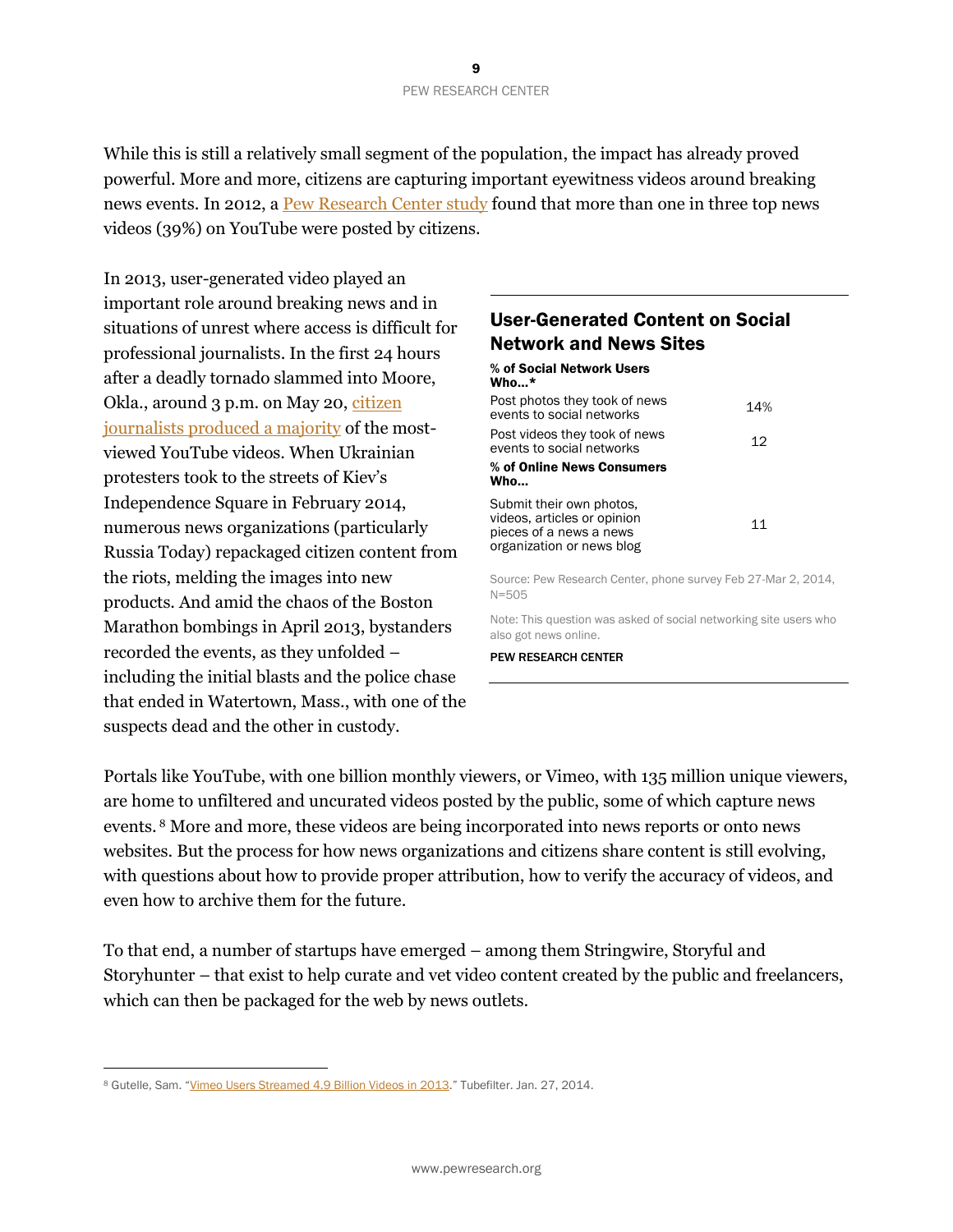While this is still a relatively small segment of the population, the impact has already proved powerful. More and more, citizens are capturing important eyewitness videos around breaking news events. In 2012, a Pew Research Center study found that more than one in three top news videos (39%) on YouTube were posted by citizens.

In 2013, user-generated video played an important role around breaking news and in situations of unrest where access is difficult for professional journalists. In the first 24 hours after a deadly tornado slammed into Moore, Okla., around 3 p.m. on May 20, citizen journalists produced a majority of the most-viewed YouTube videos. When Ukrainian protesters took to the streets of Kiev's Independence Square in February 2014, numerous news organizations (particularly Russia Today) repackaged citizen content from the riots, melding the images into new products. And amid the chaos of the Boston Marathon bombings in April 2013, bystanders recorded the events, as they unfolded – including the initial blasts and the police chase that ended in Watertown, Mass., with one of the suspects dead and the other in custody.

### User-Generated Content on Social Network and News Sites

| **% of Social Network Users Who...*** | |
|---|---|
| Post photos they took of news events to social networks | 14% |
| Post videos they took of news events to social networks | 12 |
| **% of Online News Consumers Who...** | |
| Submit their own photos, videos, articles or opinion pieces of a news a news organization or news blog | 11 |

Source: Pew Research Center, phone survey Feb 27-Mar 2, 2014, N=505

Note: This question was asked of social networking site users who also got news online.

PEW RESEARCH CENTER

Portals like YouTube, with one billion monthly viewers, or Vimeo, with 135 million unique viewers, are home to unfiltered and uncurated videos posted by the public, some of which capture news events.[8] More and more, these videos are being incorporated into news reports or onto news websites. But the process for how news organizations and citizens share content is still evolving, with questions about how to provide proper attribution, how to verify the accuracy of videos, and even how to archive them for the future.

To that end, a number of startups have emerged – among them Stringwire, Storyful and Storyhunter – that exist to help curate and vet video content created by the public and freelancers, which can then be packaged for the web by news outlets.

[8] Gutelle, Sam. "Vimeo Users Streamed 4.9 Billion Videos in 2013." Tubefilter. Jan. 27, 2014.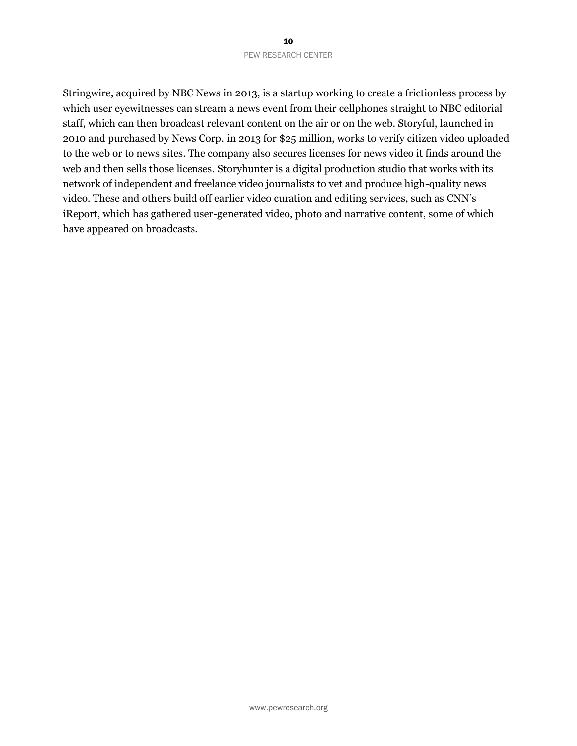Stringwire, acquired by NBC News in 2013, is a startup working to create a frictionless process by which user eyewitnesses can stream a news event from their cellphones straight to NBC editorial staff, which can then broadcast relevant content on the air or on the web. Storyful, launched in 2010 and purchased by News Corp. in 2013 for $25 million, works to verify citizen video uploaded to the web or to news sites. The company also secures licenses for news video it finds around the web and then sells those licenses. Storyhunter is a digital production studio that works with its network of independent and freelance video journalists to vet and produce high-quality news video. These and others build off earlier video curation and editing services, such as CNN's iReport, which has gathered user-generated video, photo and narrative content, some of which have appeared on broadcasts.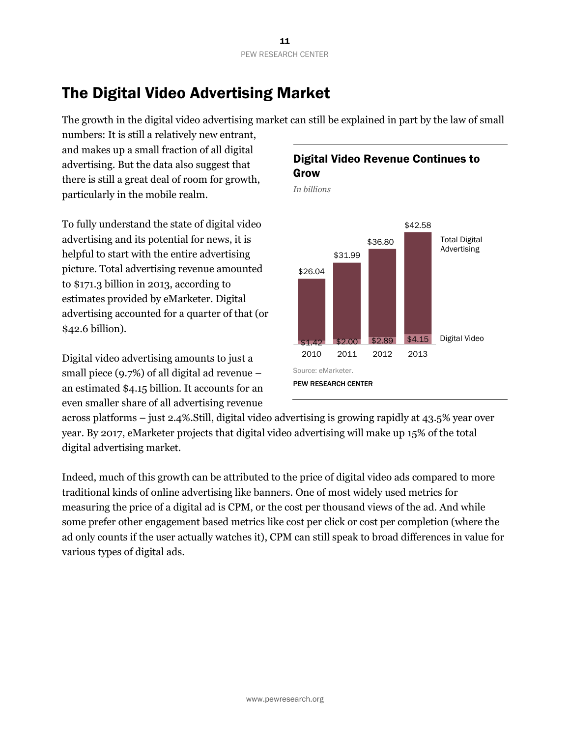# The Digital Video Advertising Market

The growth in the digital video advertising market can still be explained in part by the law of small numbers: It is still a relatively new entrant, and makes up a small fraction of all digital advertising. But the data also suggest that there is still a great deal of room for growth, particularly in the mobile realm.

To fully understand the state of digital video advertising and its potential for news, it is helpful to start with the entire advertising picture. Total advertising revenue amounted to $171.3 billion in 2013, according to estimates provided by eMarketer. Digital advertising accounted for a quarter of that (or $42.6 billion).

Digital video advertising amounts to just a small piece (9.7%) of all digital ad revenue – an estimated $4.15 billion. It accounts for an even smaller share of all advertising revenue across platforms – just 2.4%.Still, digital video advertising is growing rapidly at 43.5% year over year. By 2017, eMarketer projects that digital video advertising will make up 15% of the total digital advertising market.

**Digital Video Revenue Continues to Grow**

*In billions*

| | 2010 | 2011 | 2012 | 2013 |
|---|---|---|---|---|
| Total Digital Advertising | $26.04 | $31.99 | $36.80 | $42.58 |
| Digital Video | $1.42 | $2.00 | $2.89 | $4.15 |

Source: eMarketer.

PEW RESEARCH CENTER

Indeed, much of this growth can be attributed to the price of digital video ads compared to more traditional kinds of online advertising like banners. One of most widely used metrics for measuring the price of a digital ad is CPM, or the cost per thousand views of the ad. And while some prefer other engagement based metrics like cost per click or cost per completion (where the ad only counts if the user actually watches it), CPM can still speak to broad differences in value for various types of digital ads.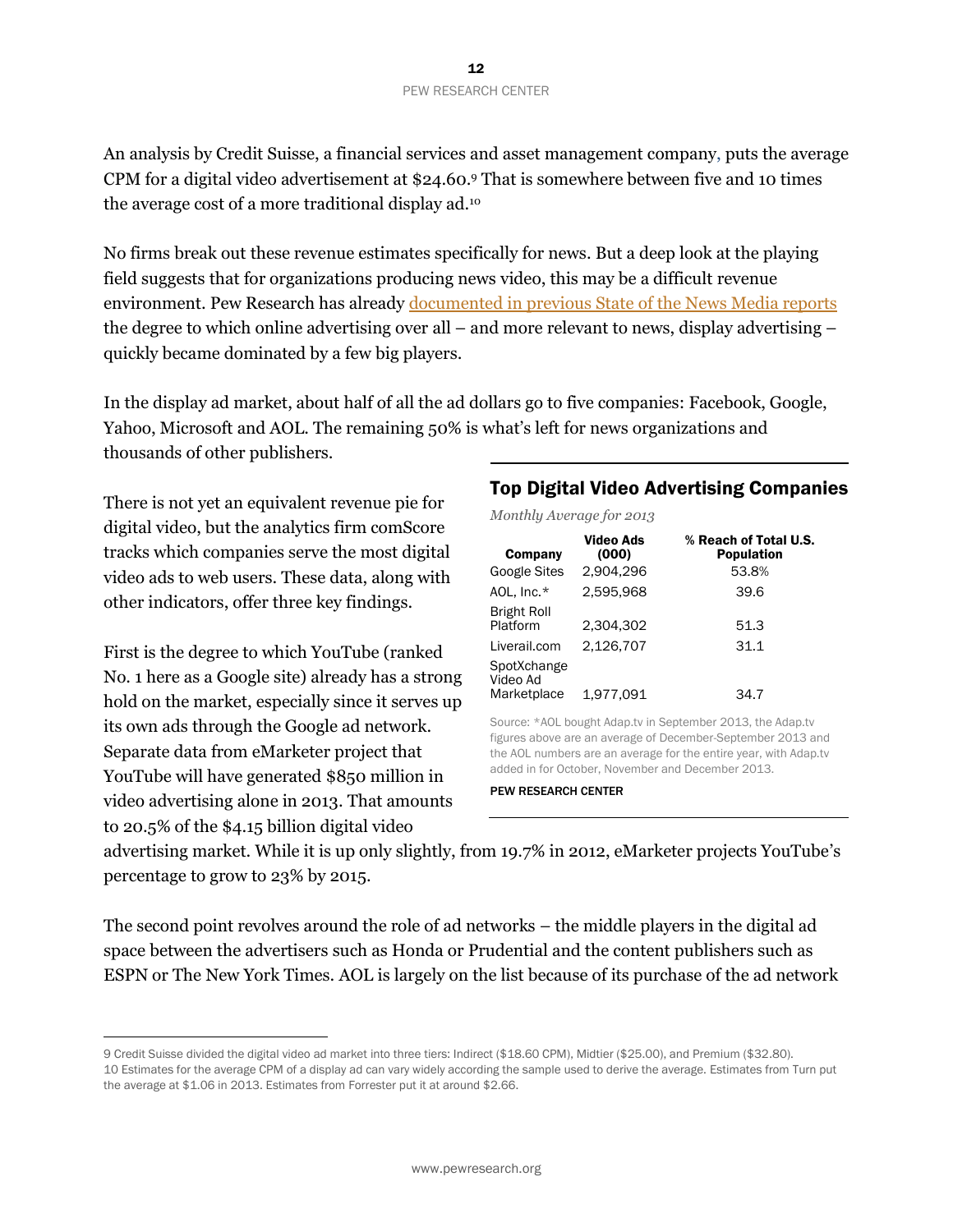An analysis by Credit Suisse, a financial services and asset management company, puts the average CPM for a digital video advertisement at $24.60.[9] That is somewhere between five and 10 times the average cost of a more traditional display ad.[10]

No firms break out these revenue estimates specifically for news. But a deep look at the playing field suggests that for organizations producing news video, this may be a difficult revenue environment. Pew Research has already documented in previous State of the News Media reports the degree to which online advertising over all – and more relevant to news, display advertising – quickly became dominated by a few big players.

In the display ad market, about half of all the ad dollars go to five companies: Facebook, Google, Yahoo, Microsoft and AOL. The remaining 50% is what's left for news organizations and thousands of other publishers.

There is not yet an equivalent revenue pie for digital video, but the analytics firm comScore tracks which companies serve the most digital video ads to web users. These data, along with other indicators, offer three key findings.

First is the degree to which YouTube (ranked No. 1 here as a Google site) already has a strong hold on the market, especially since it serves up its own ads through the Google ad network. Separate data from eMarketer project that YouTube will have generated $850 million in video advertising alone in 2013. That amounts to 20.5% of the $4.15 billion digital video advertising market. While it is up only slightly, from 19.7% in 2012, eMarketer projects YouTube's percentage to grow to 23% by 2015.

## Top Digital Video Advertising Companies

*Monthly Average for 2013*

| Company | Video Ads (000) | % Reach of Total U.S. Population |
|---|---|---|
| Google Sites | 2,904,296 | 53.8% |
| AOL, Inc.* | 2,595,968 | 39.6 |
| Bright Roll Platform | 2,304,302 | 51.3 |
| Liverail.com | 2,126,707 | 31.1 |
| SpotXchange Video Ad Marketplace | 1,977,091 | 34.7 |

Source: *AOL bought Adap.tv in September 2013, the Adap.tv figures above are an average of December-September 2013 and the AOL numbers are an average for the entire year, with Adap.tv added in for October, November and December 2013.

PEW RESEARCH CENTER

The second point revolves around the role of ad networks – the middle players in the digital ad space between the advertisers such as Honda or Prudential and the content publishers such as ESPN or The New York Times. AOL is largely on the list because of its purchase of the ad network

---

9 Credit Suisse divided the digital video ad market into three tiers: Indirect ($18.60 CPM), Midtier ($25.00), and Premium ($32.80).

10 Estimates for the average CPM of a display ad can vary widely according the sample used to derive the average. Estimates from Turn put the average at $1.06 in 2013. Estimates from Forrester put it at around $2.66.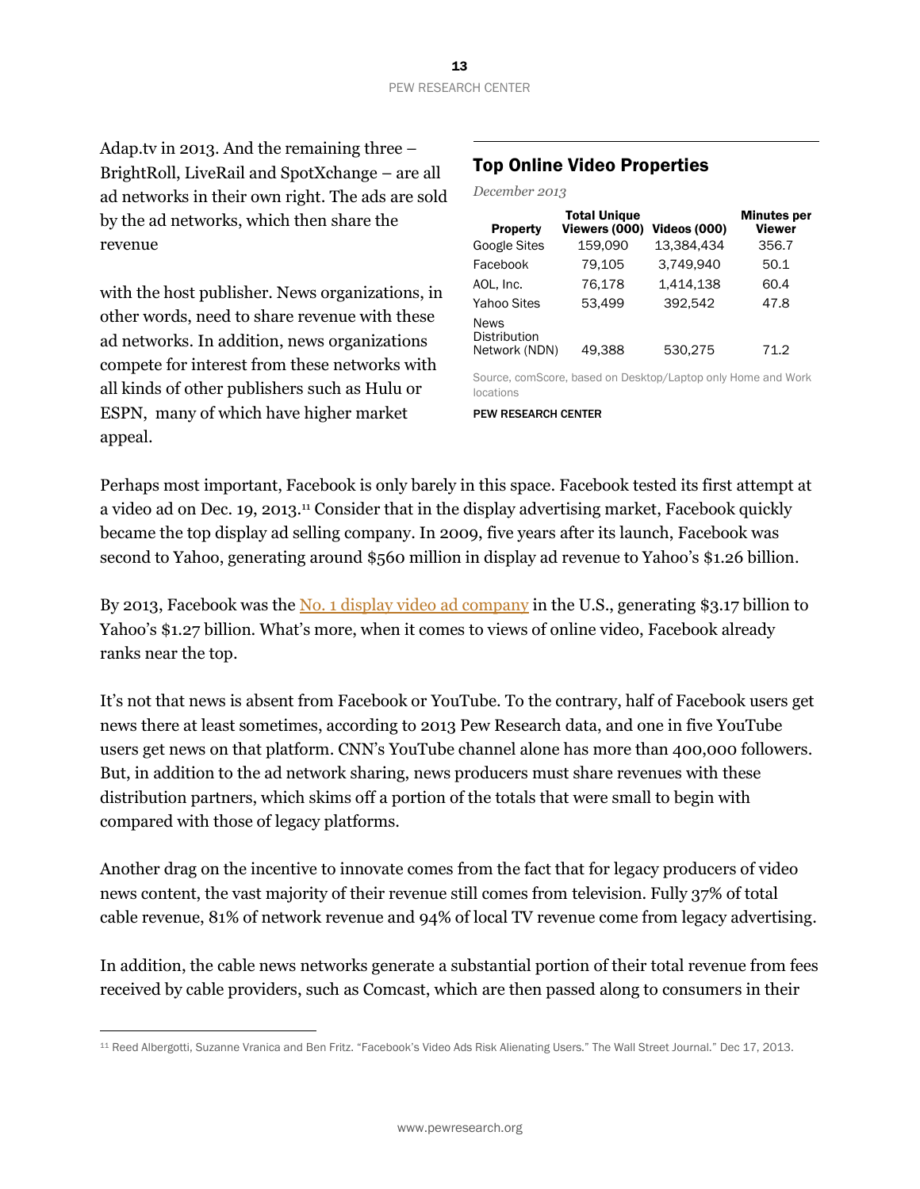Adap.tv in 2013. And the remaining three – BrightRoll, LiveRail and SpotXchange – are all ad networks in their own right. The ads are sold by the ad networks, which then share the revenue

with the host publisher. News organizations, in other words, need to share revenue with these ad networks. In addition, news organizations compete for interest from these networks with all kinds of other publishers such as Hulu or ESPN, many of which have higher market appeal.

## Top Online Video Properties

*December 2013*

| Property | Total Unique Viewers (000) | Videos (000) | Minutes per Viewer |
|---|---|---|---|
| Google Sites | 159,090 | 13,384,434 | 356.7 |
| Facebook | 79,105 | 3,749,940 | 50.1 |
| AOL, Inc. | 76,178 | 1,414,138 | 60.4 |
| Yahoo Sites | 53,499 | 392,542 | 47.8 |
| News Distribution Network (NDN) | 49,388 | 530,275 | 71.2 |

Source, comScore, based on Desktop/Laptop only Home and Work locations

PEW RESEARCH CENTER

Perhaps most important, Facebook is only barely in this space. Facebook tested its first attempt at a video ad on Dec. 19, 2013.[11] Consider that in the display advertising market, Facebook quickly became the top display ad selling company. In 2009, five years after its launch, Facebook was second to Yahoo, generating around $560 million in display ad revenue to Yahoo's $1.26 billion.

By 2013, Facebook was the No. 1 display video ad company in the U.S., generating $3.17 billion to Yahoo's $1.27 billion. What's more, when it comes to views of online video, Facebook already ranks near the top.

It's not that news is absent from Facebook or YouTube. To the contrary, half of Facebook users get news there at least sometimes, according to 2013 Pew Research data, and one in five YouTube users get news on that platform. CNN's YouTube channel alone has more than 400,000 followers. But, in addition to the ad network sharing, news producers must share revenues with these distribution partners, which skims off a portion of the totals that were small to begin with compared with those of legacy platforms.

Another drag on the incentive to innovate comes from the fact that for legacy producers of video news content, the vast majority of their revenue still comes from television. Fully 37% of total cable revenue, 81% of network revenue and 94% of local TV revenue come from legacy advertising.

In addition, the cable news networks generate a substantial portion of their total revenue from fees received by cable providers, such as Comcast, which are then passed along to consumers in their

[11] Reed Albergotti, Suzanne Vranica and Ben Fritz. "Facebook's Video Ads Risk Alienating Users." The Wall Street Journal." Dec 17, 2013.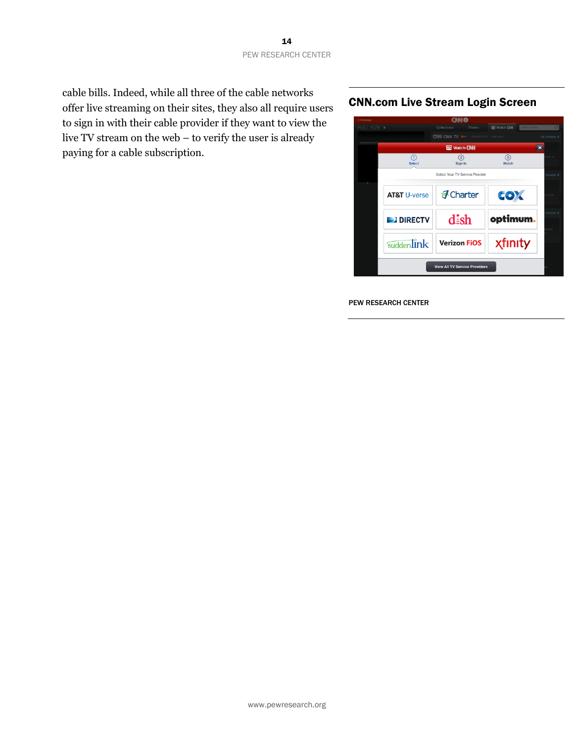cable bills. Indeed, while all three of the cable networks offer live streaming on their sites, they also all require users to sign in with their cable provider if they want to view the live TV stream on the web – to verify the user is already paying for a cable subscription.

## CNN.com Live Stream Login Screen

PEW RESEARCH CENTER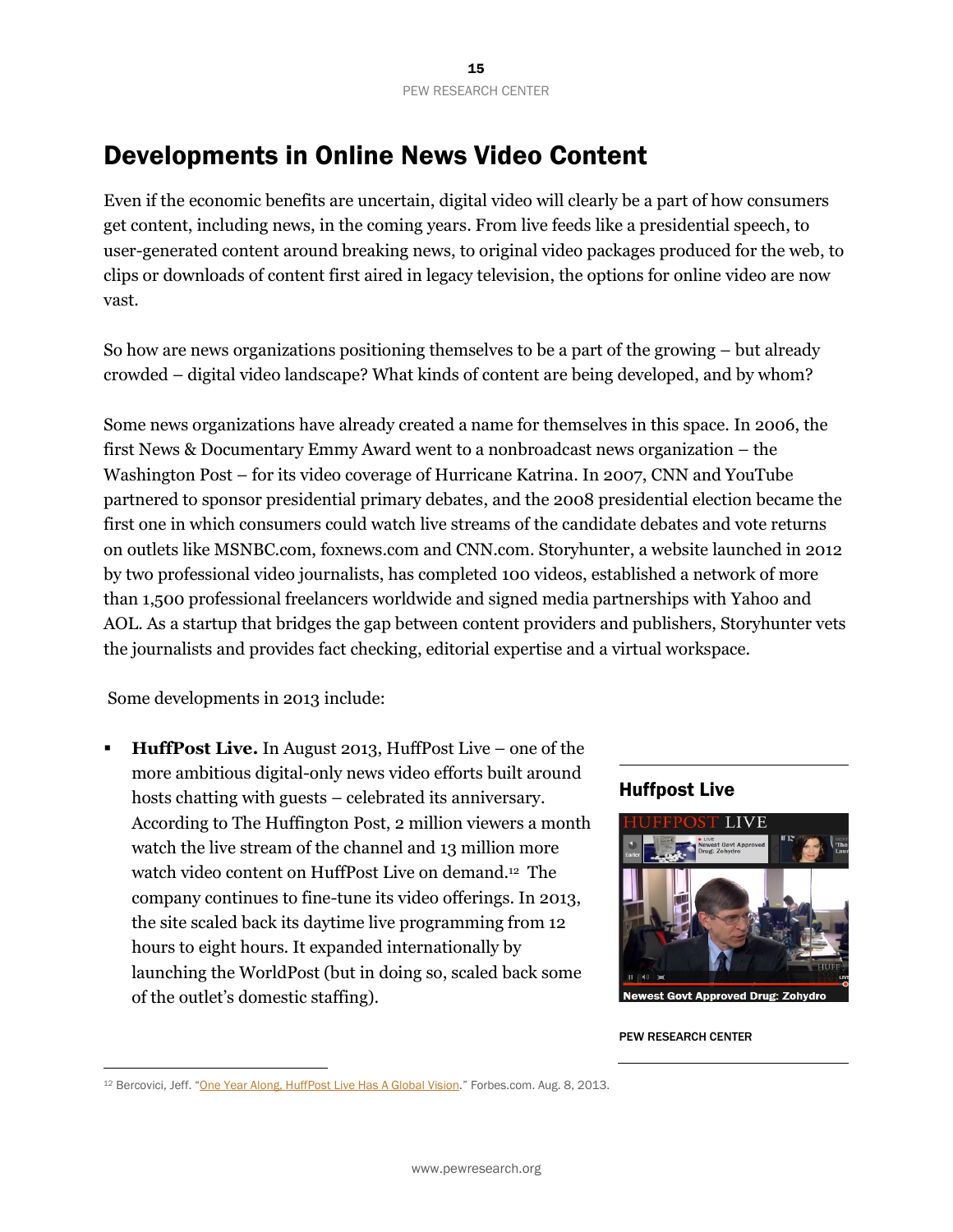# Developments in Online News Video Content

Even if the economic benefits are uncertain, digital video will clearly be a part of how consumers get content, including news, in the coming years. From live feeds like a presidential speech, to user-generated content around breaking news, to original video packages produced for the web, to clips or downloads of content first aired in legacy television, the options for online video are now vast.

So how are news organizations positioning themselves to be a part of the growing – but already crowded – digital video landscape? What kinds of content are being developed, and by whom?

Some news organizations have already created a name for themselves in this space. In 2006, the first News & Documentary Emmy Award went to a nonbroadcast news organization – the Washington Post – for its video coverage of Hurricane Katrina. In 2007, CNN and YouTube partnered to sponsor presidential primary debates, and the 2008 presidential election became the first one in which consumers could watch live streams of the candidate debates and vote returns on outlets like MSNBC.com, foxnews.com and CNN.com. Storyhunter, a website launched in 2012 by two professional video journalists, has completed 100 videos, established a network of more than 1,500 professional freelancers worldwide and signed media partnerships with Yahoo and AOL. As a startup that bridges the gap between content providers and publishers, Storyhunter vets the journalists and provides fact checking, editorial expertise and a virtual workspace.

Some developments in 2013 include:

- **HuffPost Live.** In August 2013, HuffPost Live – one of the more ambitious digital-only news video efforts built around hosts chatting with guests – celebrated its anniversary. According to The Huffington Post, 2 million viewers a month watch the live stream of the channel and 13 million more watch video content on HuffPost Live on demand.[12] The company continues to fine-tune its video offerings. In 2013, the site scaled back its daytime live programming from 12 hours to eight hours. It expanded internationally by launching the WorldPost (but in doing so, scaled back some of the outlet's domestic staffing).

**Huffpost Live**

PEW RESEARCH CENTER

[12] Bercovici, Jeff. "One Year Along, HuffPost Live Has A Global Vision." Forbes.com. Aug. 8, 2013.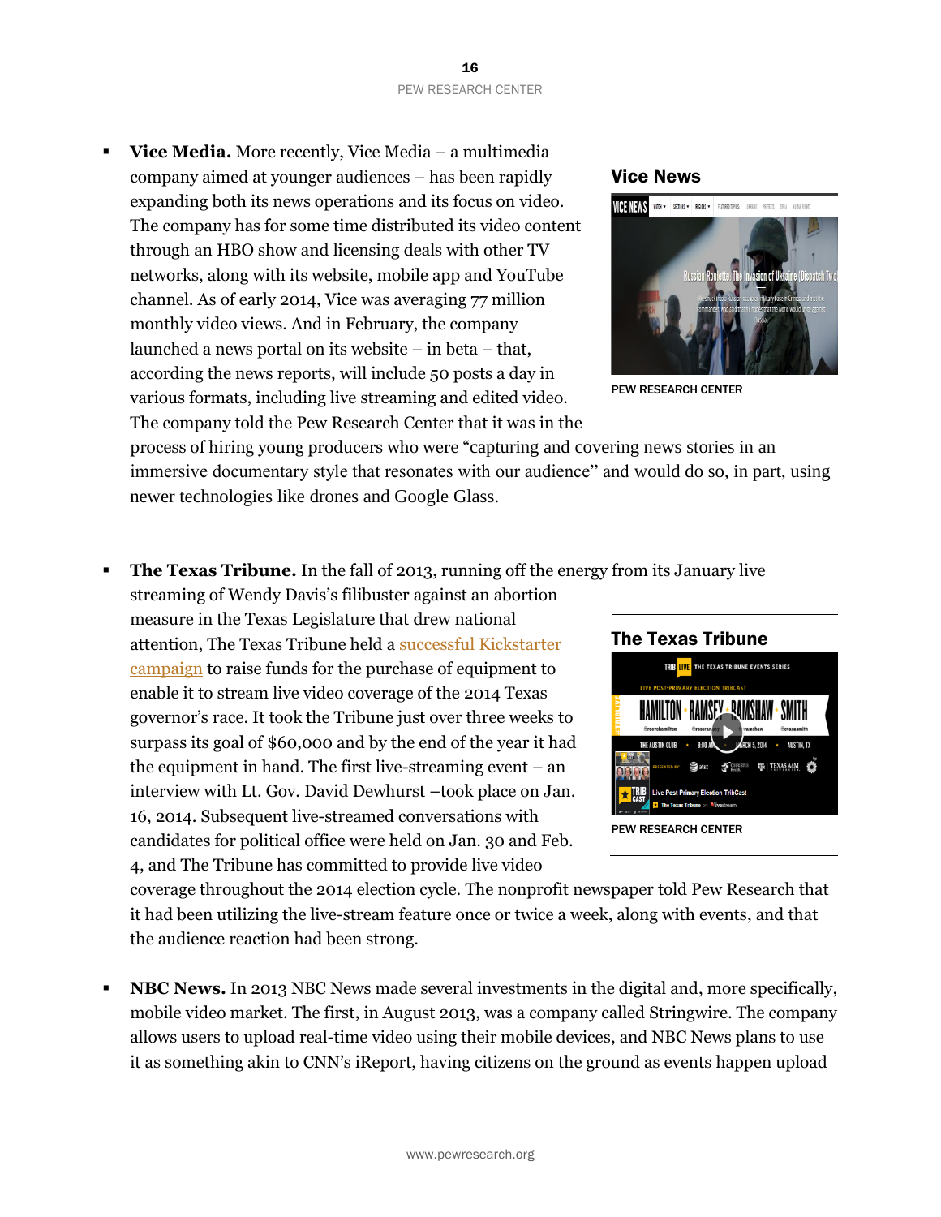- **Vice Media.** More recently, Vice Media – a multimedia company aimed at younger audiences – has been rapidly expanding both its news operations and its focus on video. The company has for some time distributed its video content through an HBO show and licensing deals with other TV networks, along with its website, mobile app and YouTube channel. As of early 2014, Vice was averaging 77 million monthly video views. And in February, the company launched a news portal on its website – in beta – that, according the news reports, will include 50 posts a day in various formats, including live streaming and edited video. The company told the Pew Research Center that it was in the process of hiring young producers who were "capturing and covering news stories in an immersive documentary style that resonates with our audience" and would do so, in part, using newer technologies like drones and Google Glass.

**Vice News**

PEW RESEARCH CENTER

- **The Texas Tribune.** In the fall of 2013, running off the energy from its January live streaming of Wendy Davis's filibuster against an abortion measure in the Texas Legislature that drew national attention, The Texas Tribune held a successful Kickstarter campaign to raise funds for the purchase of equipment to enable it to stream live video coverage of the 2014 Texas governor's race. It took the Tribune just over three weeks to surpass its goal of $60,000 and by the end of the year it had the equipment in hand. The first live-streaming event – an interview with Lt. Gov. David Dewhurst –took place on Jan. 16, 2014. Subsequent live-streamed conversations with candidates for political office were held on Jan. 30 and Feb. 4, and The Tribune has committed to provide live video coverage throughout the 2014 election cycle. The nonprofit newspaper told Pew Research that it had been utilizing the live-stream feature once or twice a week, along with events, and that the audience reaction had been strong.

**The Texas Tribune**

PEW RESEARCH CENTER

- **NBC News.** In 2013 NBC News made several investments in the digital and, more specifically, mobile video market. The first, in August 2013, was a company called Stringwire. The company allows users to upload real-time video using their mobile devices, and NBC News plans to use it as something akin to CNN's iReport, having citizens on the ground as events happen upload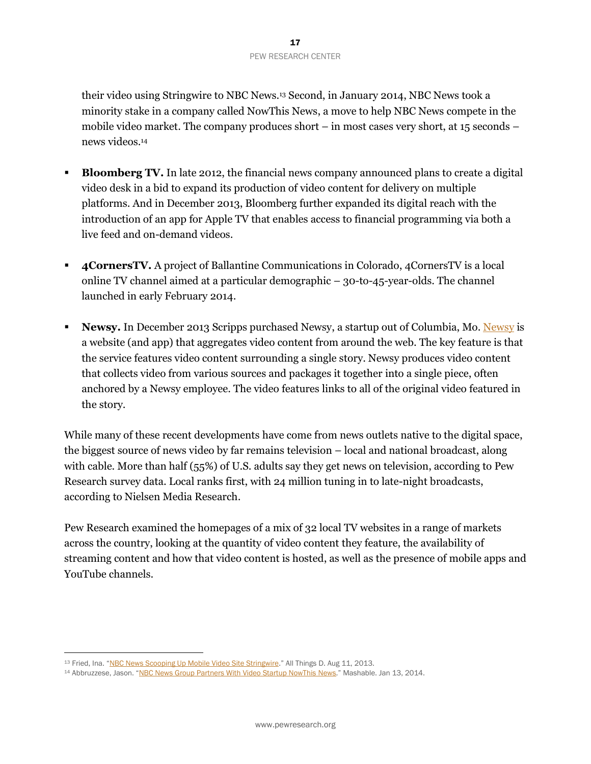their video using Stringwire to NBC News.[13] Second, in January 2014, NBC News took a minority stake in a company called NowThis News, a move to help NBC News compete in the mobile video market. The company produces short – in most cases very short, at 15 seconds – news videos.[14]

- **Bloomberg TV.** In late 2012, the financial news company announced plans to create a digital video desk in a bid to expand its production of video content for delivery on multiple platforms. And in December 2013, Bloomberg further expanded its digital reach with the introduction of an app for Apple TV that enables access to financial programming via both a live feed and on-demand videos.

- **4CornersTV.** A project of Ballantine Communications in Colorado, 4CornersTV is a local online TV channel aimed at a particular demographic – 30-to-45-year-olds. The channel launched in early February 2014.

- **Newsy.** In December 2013 Scripps purchased Newsy, a startup out of Columbia, Mo. Newsy is a website (and app) that aggregates video content from around the web. The key feature is that the service features video content surrounding a single story. Newsy produces video content that collects video from various sources and packages it together into a single piece, often anchored by a Newsy employee. The video features links to all of the original video featured in the story.

While many of these recent developments have come from news outlets native to the digital space, the biggest source of news video by far remains television – local and national broadcast, along with cable. More than half (55%) of U.S. adults say they get news on television, according to Pew Research survey data. Local ranks first, with 24 million tuning in to late-night broadcasts, according to Nielsen Media Research.

Pew Research examined the homepages of a mix of 32 local TV websites in a range of markets across the country, looking at the quantity of video content they feature, the availability of streaming content and how that video content is hosted, as well as the presence of mobile apps and YouTube channels.

---

[13] Fried, Ina. "NBC News Scooping Up Mobile Video Site Stringwire." All Things D. Aug 11, 2013.

[14] Abbruzzese, Jason. "NBC News Group Partners With Video Startup NowThis News." Mashable. Jan 13, 2014.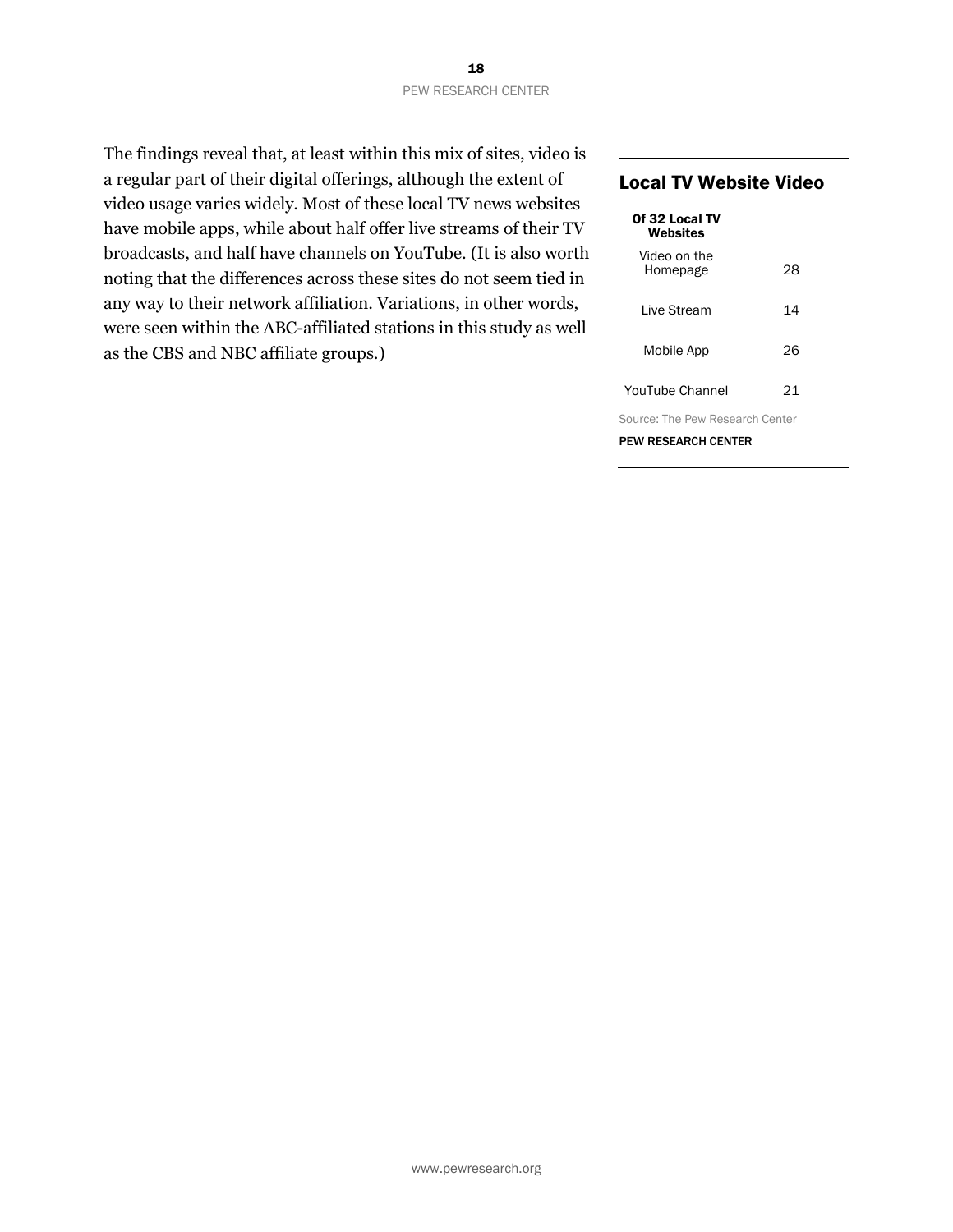The findings reveal that, at least within this mix of sites, video is a regular part of their digital offerings, although the extent of video usage varies widely. Most of these local TV news websites have mobile apps, while about half offer live streams of their TV broadcasts, and half have channels on YouTube. (It is also worth noting that the differences across these sites do not seem tied in any way to their network affiliation. Variations, in other words, were seen within the ABC-affiliated stations in this study as well as the CBS and NBC affiliate groups.)

### Local TV Website Video

| Of 32 Local TV Websites | |
|---|---|
| Video on the Homepage | 28 |
| Live Stream | 14 |
| Mobile App | 26 |
| YouTube Channel | 21 |

Source: The Pew Research Center

PEW RESEARCH CENTER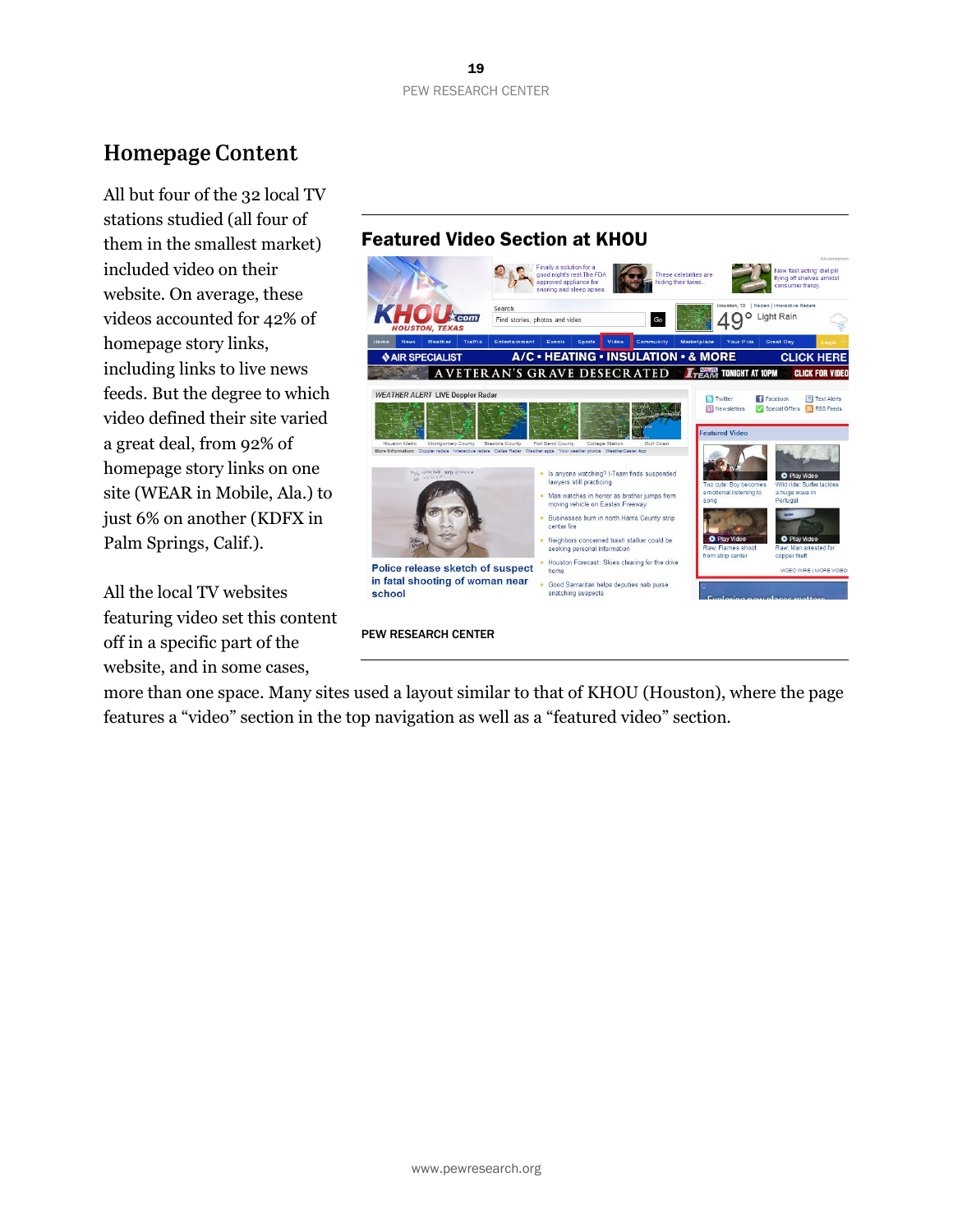## Homepage Content

All but four of the 32 local TV stations studied (all four of them in the smallest market) included video on their website. On average, these videos accounted for 42% of homepage story links, including links to live news feeds. But the degree to which video defined their site varied a great deal, from 92% of homepage story links on one site (WEAR in Mobile, Ala.) to just 6% on another (KDFX in Palm Springs, Calif.).

**Featured Video Section at KHOU**

PEW RESEARCH CENTER

All the local TV websites featuring video set this content off in a specific part of the website, and in some cases, more than one space. Many sites used a layout similar to that of KHOU (Houston), where the page features a "video" section in the top navigation as well as a "featured video" section.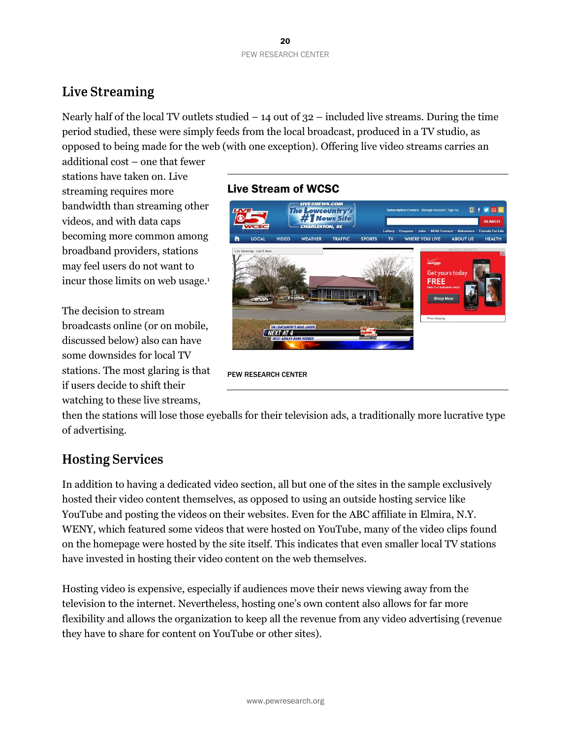## Live Streaming

Nearly half of the local TV outlets studied – 14 out of 32 – included live streams. During the time period studied, these were simply feeds from the local broadcast, produced in a TV studio, as opposed to being made for the web (with one exception). Offering live video streams carries an additional cost – one that fewer stations have taken on. Live streaming requires more bandwidth than streaming other videos, and with data caps becoming more common among broadband providers, stations may feel users do not want to incur those limits on web usage.[1]

**Live Stream of WCSC**

PEW RESEARCH CENTER

The decision to stream broadcasts online (or on mobile, discussed below) also can have some downsides for local TV stations. The most glaring is that if users decide to shift their watching to these live streams, then the stations will lose those eyeballs for their television ads, a traditionally more lucrative type of advertising.

## Hosting Services

In addition to having a dedicated video section, all but one of the sites in the sample exclusively hosted their video content themselves, as opposed to using an outside hosting service like YouTube and posting the videos on their websites. Even for the ABC affiliate in Elmira, N.Y. WENY, which featured some videos that were hosted on YouTube, many of the video clips found on the homepage were hosted by the site itself. This indicates that even smaller local TV stations have invested in hosting their video content on the web themselves.

Hosting video is expensive, especially if audiences move their news viewing away from the television to the internet. Nevertheless, hosting one's own content also allows for far more flexibility and allows the organization to keep all the revenue from any video advertising (revenue they have to share for content on YouTube or other sites).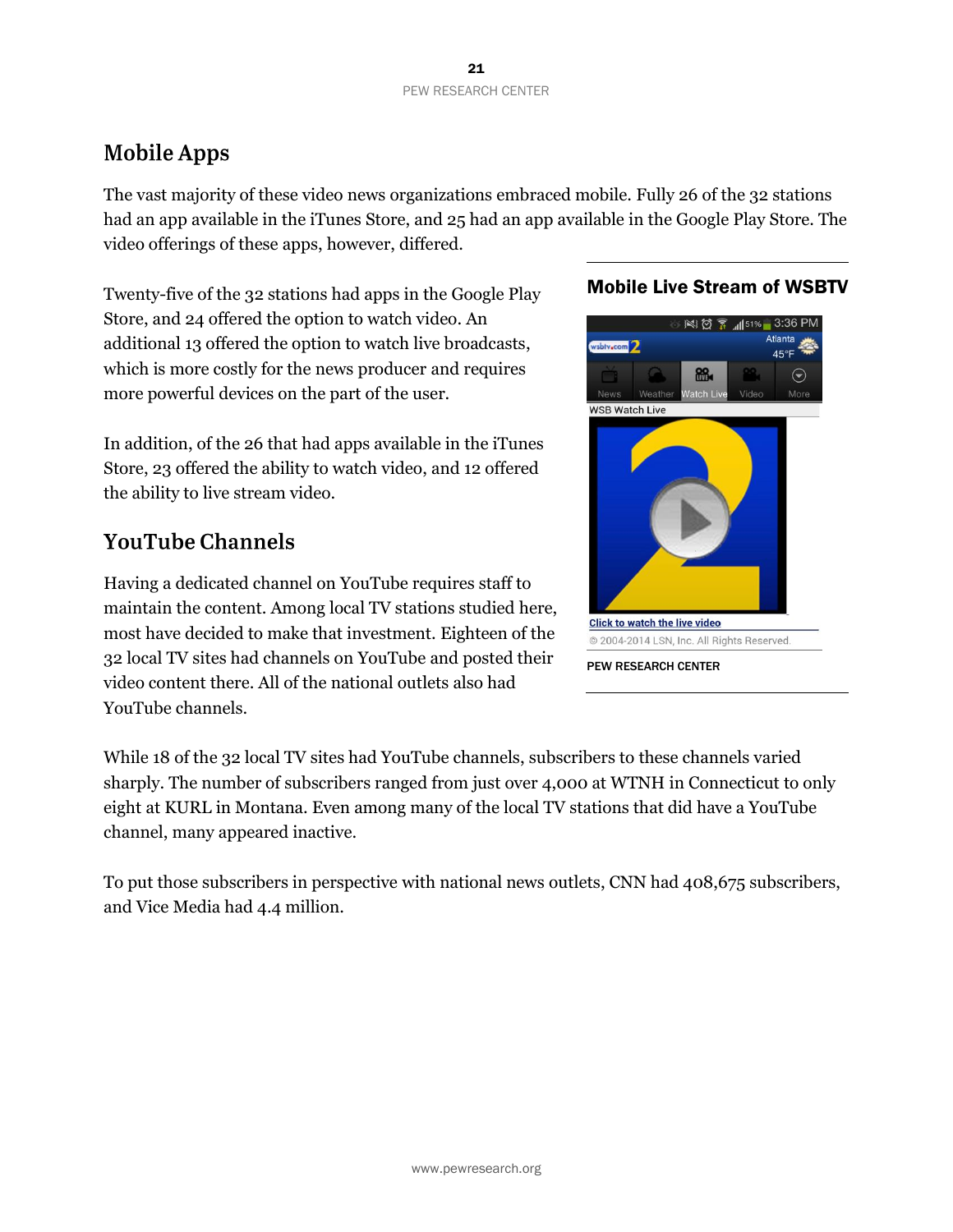## Mobile Apps

The vast majority of these video news organizations embraced mobile. Fully 26 of the 32 stations had an app available in the iTunes Store, and 25 had an app available in the Google Play Store. The video offerings of these apps, however, differed.

Twenty-five of the 32 stations had apps in the Google Play Store, and 24 offered the option to watch video. An additional 13 offered the option to watch live broadcasts, which is more costly for the news producer and requires more powerful devices on the part of the user.

In addition, of the 26 that had apps available in the iTunes Store, 23 offered the ability to watch video, and 12 offered the ability to live stream video.

**Mobile Live Stream of WSBTV**

PEW RESEARCH CENTER

## YouTube Channels

Having a dedicated channel on YouTube requires staff to maintain the content. Among local TV stations studied here, most have decided to make that investment. Eighteen of the 32 local TV sites had channels on YouTube and posted their video content there. All of the national outlets also had YouTube channels.

While 18 of the 32 local TV sites had YouTube channels, subscribers to these channels varied sharply. The number of subscribers ranged from just over 4,000 at WTNH in Connecticut to only eight at KURL in Montana. Even among many of the local TV stations that did have a YouTube channel, many appeared inactive.

To put those subscribers in perspective with national news outlets, CNN had 408,675 subscribers, and Vice Media had 4.4 million.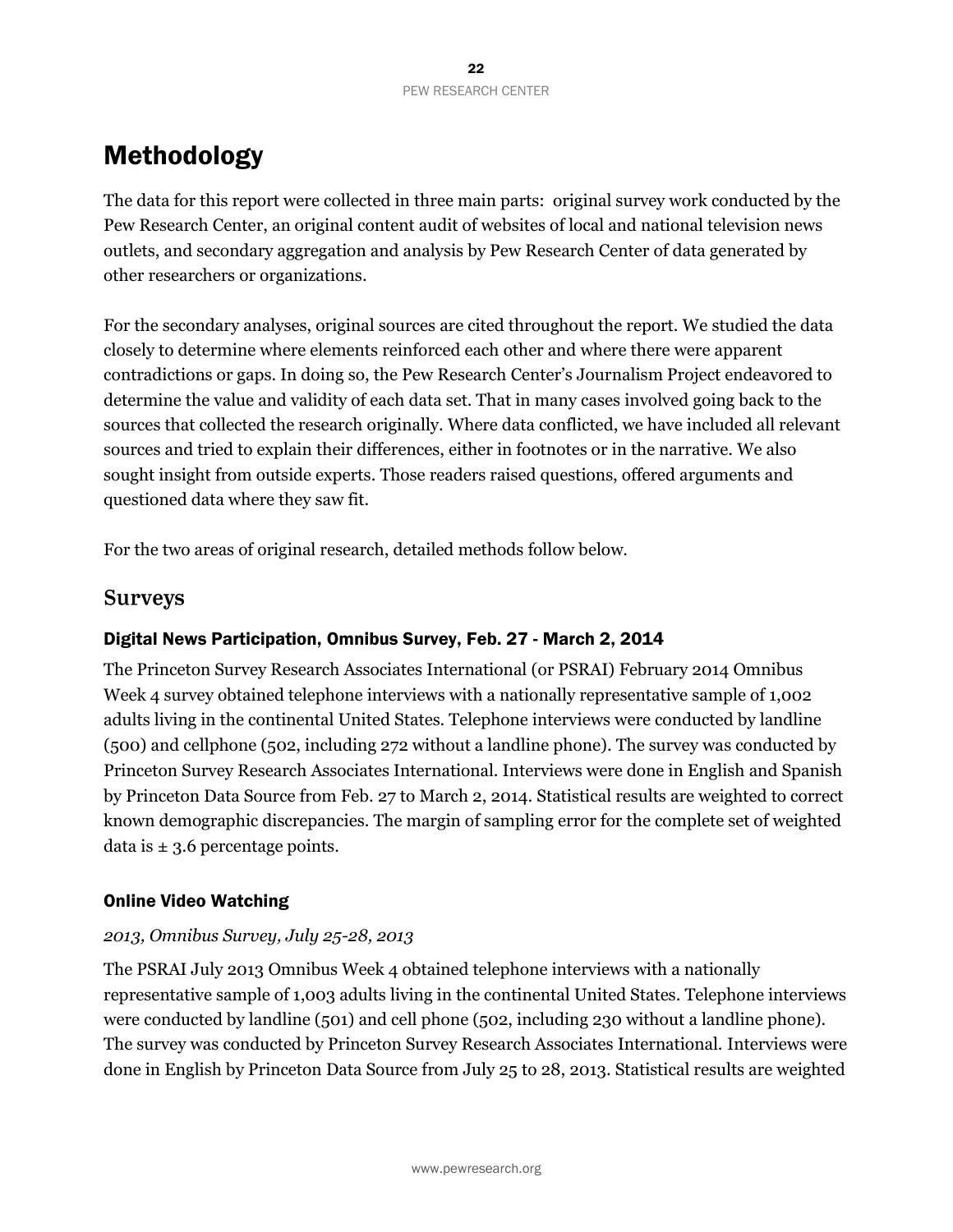# Methodology

The data for this report were collected in three main parts: original survey work conducted by the Pew Research Center, an original content audit of websites of local and national television news outlets, and secondary aggregation and analysis by Pew Research Center of data generated by other researchers or organizations.

For the secondary analyses, original sources are cited throughout the report. We studied the data closely to determine where elements reinforced each other and where there were apparent contradictions or gaps. In doing so, the Pew Research Center's Journalism Project endeavored to determine the value and validity of each data set. That in many cases involved going back to the sources that collected the research originally. Where data conflicted, we have included all relevant sources and tried to explain their differences, either in footnotes or in the narrative. We also sought insight from outside experts. Those readers raised questions, offered arguments and questioned data where they saw fit.

For the two areas of original research, detailed methods follow below.

## Surveys

### Digital News Participation, Omnibus Survey, Feb. 27 - March 2, 2014

The Princeton Survey Research Associates International (or PSRAI) February 2014 Omnibus Week 4 survey obtained telephone interviews with a nationally representative sample of 1,002 adults living in the continental United States. Telephone interviews were conducted by landline (500) and cellphone (502, including 272 without a landline phone). The survey was conducted by Princeton Survey Research Associates International. Interviews were done in English and Spanish by Princeton Data Source from Feb. 27 to March 2, 2014. Statistical results are weighted to correct known demographic discrepancies. The margin of sampling error for the complete set of weighted data is ± 3.6 percentage points.

### Online Video Watching

*2013, Omnibus Survey, July 25-28, 2013*

The PSRAI July 2013 Omnibus Week 4 obtained telephone interviews with a nationally representative sample of 1,003 adults living in the continental United States. Telephone interviews were conducted by landline (501) and cell phone (502, including 230 without a landline phone). The survey was conducted by Princeton Survey Research Associates International. Interviews were done in English by Princeton Data Source from July 25 to 28, 2013. Statistical results are weighted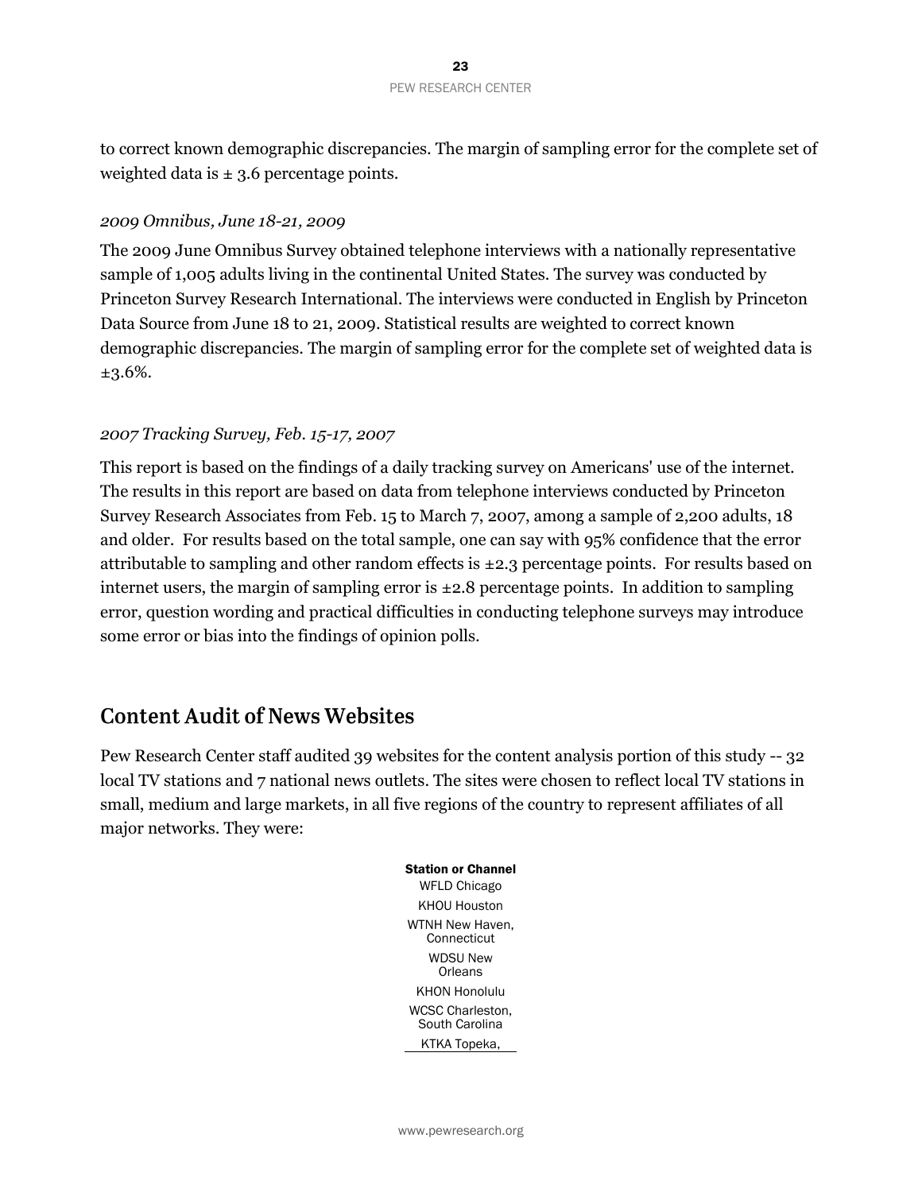to correct known demographic discrepancies. The margin of sampling error for the complete set of weighted data is ± 3.6 percentage points.

*2009 Omnibus, June 18-21, 2009*

The 2009 June Omnibus Survey obtained telephone interviews with a nationally representative sample of 1,005 adults living in the continental United States. The survey was conducted by Princeton Survey Research International. The interviews were conducted in English by Princeton Data Source from June 18 to 21, 2009. Statistical results are weighted to correct known demographic discrepancies. The margin of sampling error for the complete set of weighted data is ±3.6%.

*2007 Tracking Survey, Feb. 15-17, 2007*

This report is based on the findings of a daily tracking survey on Americans' use of the internet. The results in this report are based on data from telephone interviews conducted by Princeton Survey Research Associates from Feb. 15 to March 7, 2007, among a sample of 2,200 adults, 18 and older. For results based on the total sample, one can say with 95% confidence that the error attributable to sampling and other random effects is ±2.3 percentage points. For results based on internet users, the margin of sampling error is ±2.8 percentage points. In addition to sampling error, question wording and practical difficulties in conducting telephone surveys may introduce some error or bias into the findings of opinion polls.

## Content Audit of News Websites

Pew Research Center staff audited 39 websites for the content analysis portion of this study -- 32 local TV stations and 7 national news outlets. The sites were chosen to reflect local TV stations in small, medium and large markets, in all five regions of the country to represent affiliates of all major networks. They were:

| Station or Channel |
| --- |
| WFLD Chicago |
| KHOU Houston |
| WTNH New Haven, Connecticut |
| WDSU New Orleans |
| KHON Honolulu |
| WCSC Charleston, South Carolina |
| KTKA Topeka, |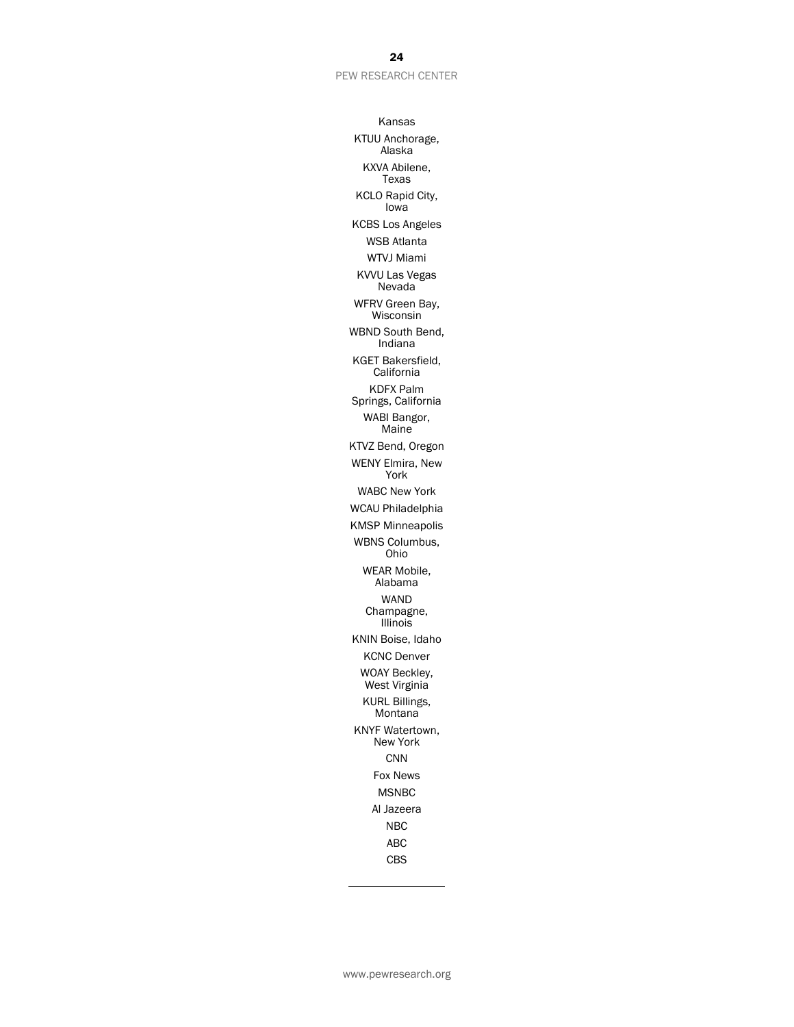Kansas

KTUU Anchorage, Alaska

KXVA Abilene, Texas

KCLO Rapid City, Iowa

KCBS Los Angeles

WSB Atlanta

WTVJ Miami

KVVU Las Vegas Nevada

WFRV Green Bay, Wisconsin

WBND South Bend, Indiana

KGET Bakersfield, California

KDFX Palm Springs, California

WABI Bangor, Maine

KTVZ Bend, Oregon

WENY Elmira, New York

WABC New York

WCAU Philadelphia

KMSP Minneapolis

WBNS Columbus, Ohio

WEAR Mobile, Alabama

WAND Champagne, Illinois

KNIN Boise, Idaho

KCNC Denver

WOAY Beckley, West Virginia

KURL Billings, Montana

KNYF Watertown, New York

CNN

Fox News

MSNBC

Al Jazeera

NBC

ABC

CBS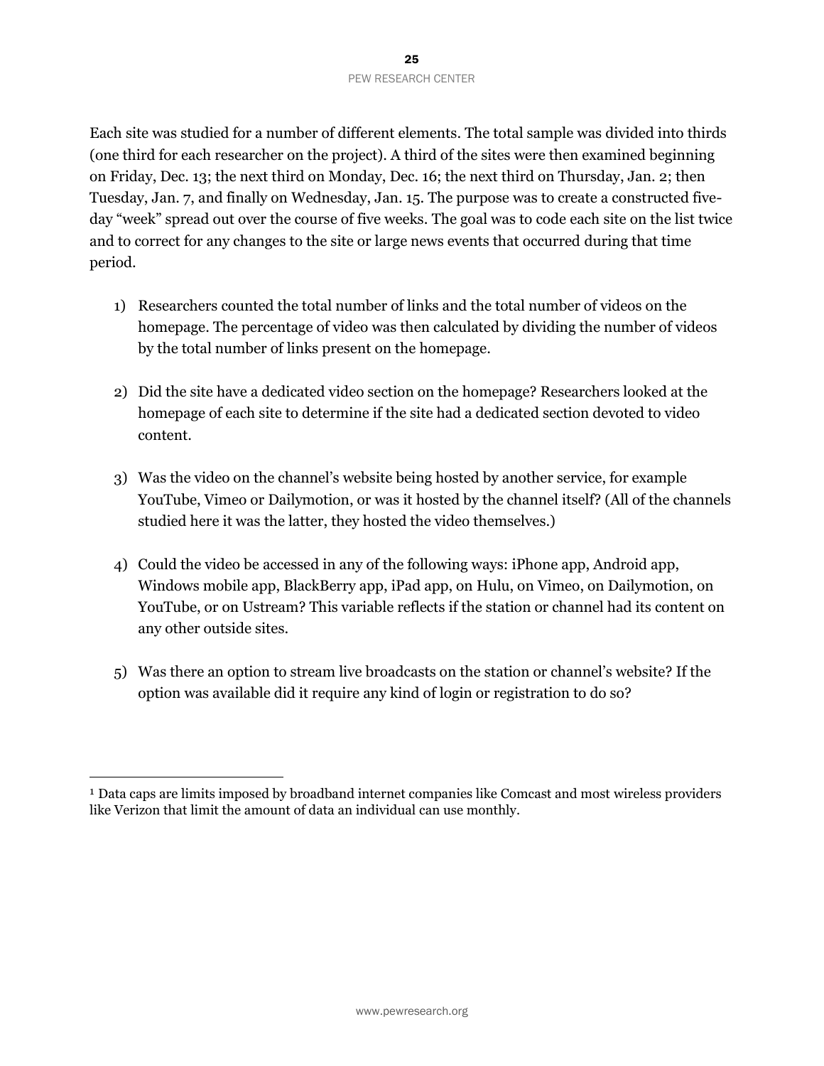Each site was studied for a number of different elements. The total sample was divided into thirds (one third for each researcher on the project). A third of the sites were then examined beginning on Friday, Dec. 13; the next third on Monday, Dec. 16; the next third on Thursday, Jan. 2; then Tuesday, Jan. 7, and finally on Wednesday, Jan. 15. The purpose was to create a constructed five-day "week" spread out over the course of five weeks. The goal was to code each site on the list twice and to correct for any changes to the site or large news events that occurred during that time period.

1) Researchers counted the total number of links and the total number of videos on the homepage. The percentage of video was then calculated by dividing the number of videos by the total number of links present on the homepage.

2) Did the site have a dedicated video section on the homepage? Researchers looked at the homepage of each site to determine if the site had a dedicated section devoted to video content.

3) Was the video on the channel's website being hosted by another service, for example YouTube, Vimeo or Dailymotion, or was it hosted by the channel itself? (All of the channels studied here it was the latter, they hosted the video themselves.)

4) Could the video be accessed in any of the following ways: iPhone app, Android app, Windows mobile app, BlackBerry app, iPad app, on Hulu, on Vimeo, on Dailymotion, on YouTube, or on Ustream? This variable reflects if the station or channel had its content on any other outside sites.

5) Was there an option to stream live broadcasts on the station or channel's website? If the option was available did it require any kind of login or registration to do so?

---

[1] Data caps are limits imposed by broadband internet companies like Comcast and most wireless providers like Verizon that limit the amount of data an individual can use monthly.